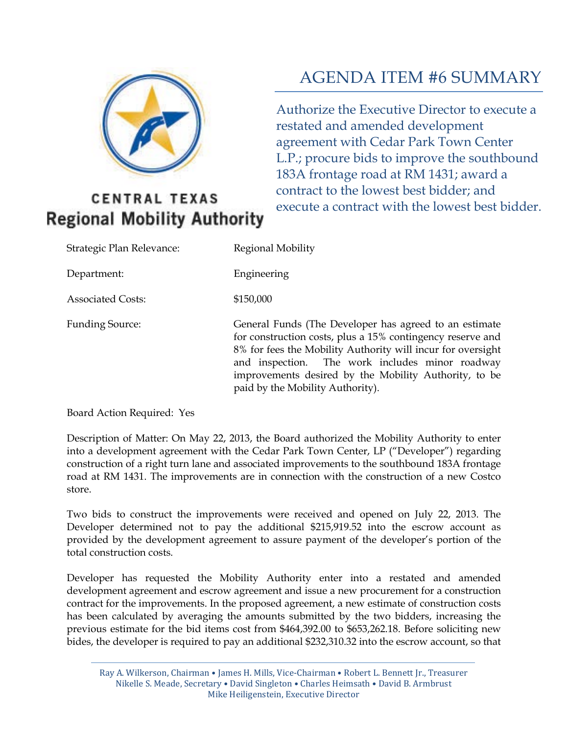CENTRAL TEXAS
Regional Mobility Authority

# AGENDA ITEM #6 SUMMARY

Authorize the Executive Director to execute a restated and amended development agreement with Cedar Park Town Center L.P.; procure bids to improve the southbound 183A frontage road at RM 1431; award a contract to the lowest best bidder; and execute a contract with the lowest best bidder.

| | |
|---|---|
| Strategic Plan Relevance: | Regional Mobility |
| Department: | Engineering |
| Associated Costs: | $150,000 |
| Funding Source: | General Funds (The Developer has agreed to an estimate for construction costs, plus a 15% contingency reserve and 8% for fees the Mobility Authority will incur for oversight and inspection. The work includes minor roadway improvements desired by the Mobility Authority, to be paid by the Mobility Authority). |

Board Action Required: Yes

Description of Matter: On May 22, 2013, the Board authorized the Mobility Authority to enter into a development agreement with the Cedar Park Town Center, LP ("Developer") regarding construction of a right turn lane and associated improvements to the southbound 183A frontage road at RM 1431. The improvements are in connection with the construction of a new Costco store.

Two bids to construct the improvements were received and opened on July 22, 2013. The Developer determined not to pay the additional $215,919.52 into the escrow account as provided by the development agreement to assure payment of the developer's portion of the total construction costs.

Developer has requested the Mobility Authority enter into a restated and amended development agreement and escrow agreement and issue a new procurement for a construction contract for the improvements. In the proposed agreement, a new estimate of construction costs has been calculated by averaging the amounts submitted by the two bidders, increasing the previous estimate for the bid items cost from $464,392.00 to $653,262.18. Before soliciting new bides, the developer is required to pay an additional $232,310.32 into the escrow account, so that

Ray A. Wilkerson, Chairman • James H. Mills, Vice-Chairman • Robert L. Bennett Jr., Treasurer
Nikelle S. Meade, Secretary • David Singleton • Charles Heimsath • David B. Armbrust
Mike Heiligenstein, Executive Director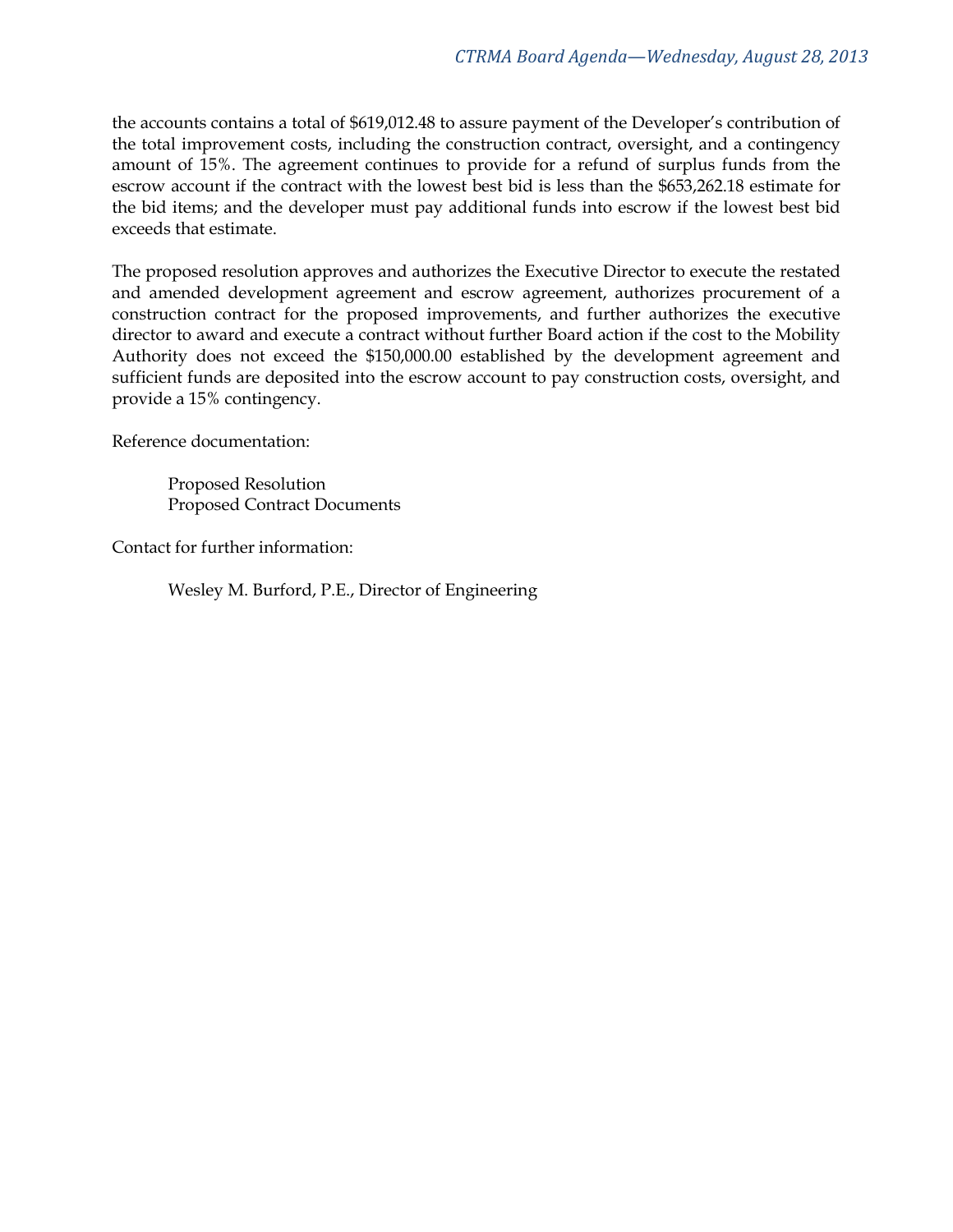the accounts contains a total of $619,012.48 to assure payment of the Developer's contribution of the total improvement costs, including the construction contract, oversight, and a contingency amount of 15%. The agreement continues to provide for a refund of surplus funds from the escrow account if the contract with the lowest best bid is less than the $653,262.18 estimate for the bid items; and the developer must pay additional funds into escrow if the lowest best bid exceeds that estimate.

The proposed resolution approves and authorizes the Executive Director to execute the restated and amended development agreement and escrow agreement, authorizes procurement of a construction contract for the proposed improvements, and further authorizes the executive director to award and execute a contract without further Board action if the cost to the Mobility Authority does not exceed the $150,000.00 established by the development agreement and sufficient funds are deposited into the escrow account to pay construction costs, oversight, and provide a 15% contingency.

Reference documentation:

Proposed Resolution
Proposed Contract Documents

Contact for further information:

Wesley M. Burford, P.E., Director of Engineering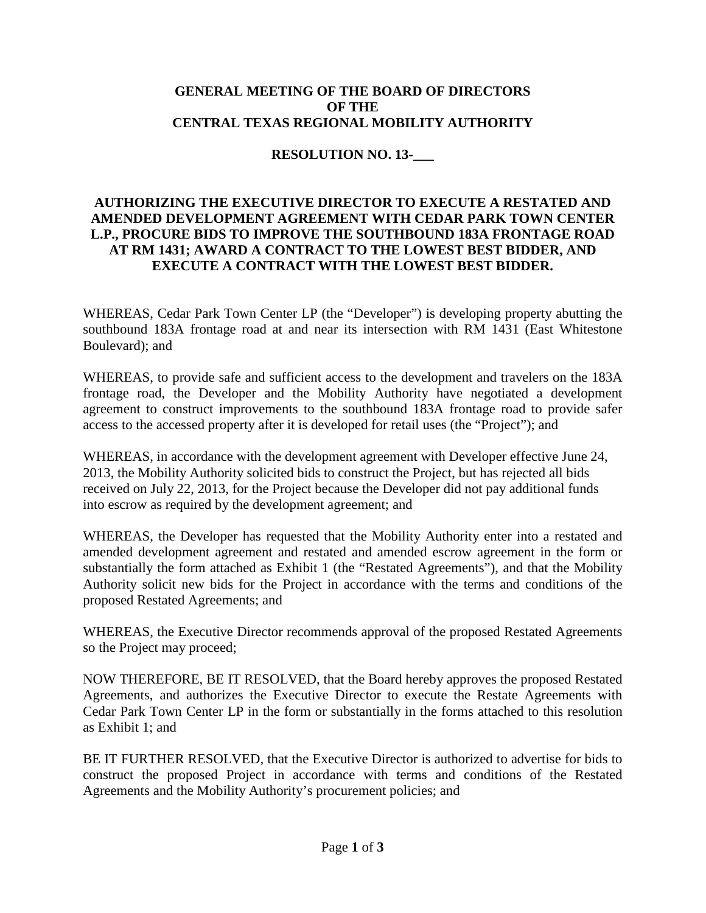**GENERAL MEETING OF THE BOARD OF DIRECTORS**
**OF THE**
**CENTRAL TEXAS REGIONAL MOBILITY AUTHORITY**

**RESOLUTION NO. 13-___**

**AUTHORIZING THE EXECUTIVE DIRECTOR TO EXECUTE A RESTATED AND AMENDED DEVELOPMENT AGREEMENT WITH CEDAR PARK TOWN CENTER L.P., PROCURE BIDS TO IMPROVE THE SOUTHBOUND 183A FRONTAGE ROAD AT RM 1431; AWARD A CONTRACT TO THE LOWEST BEST BIDDER, AND EXECUTE A CONTRACT WITH THE LOWEST BEST BIDDER.**

WHEREAS, Cedar Park Town Center LP (the "Developer") is developing property abutting the southbound 183A frontage road at and near its intersection with RM 1431 (East Whitestone Boulevard); and

WHEREAS, to provide safe and sufficient access to the development and travelers on the 183A frontage road, the Developer and the Mobility Authority have negotiated a development agreement to construct improvements to the southbound 183A frontage road to provide safer access to the accessed property after it is developed for retail uses (the "Project"); and

WHEREAS, in accordance with the development agreement with Developer effective June 24, 2013, the Mobility Authority solicited bids to construct the Project, but has rejected all bids received on July 22, 2013, for the Project because the Developer did not pay additional funds into escrow as required by the development agreement; and

WHEREAS, the Developer has requested that the Mobility Authority enter into a restated and amended development agreement and restated and amended escrow agreement in the form or substantially the form attached as Exhibit 1 (the "Restated Agreements"), and that the Mobility Authority solicit new bids for the Project in accordance with the terms and conditions of the proposed Restated Agreements; and

WHEREAS, the Executive Director recommends approval of the proposed Restated Agreements so the Project may proceed;

NOW THEREFORE, BE IT RESOLVED, that the Board hereby approves the proposed Restated Agreements, and authorizes the Executive Director to execute the Restate Agreements with Cedar Park Town Center LP in the form or substantially in the forms attached to this resolution as Exhibit 1; and

BE IT FURTHER RESOLVED, that the Executive Director is authorized to advertise for bids to construct the proposed Project in accordance with terms and conditions of the Restated Agreements and the Mobility Authority's procurement policies; and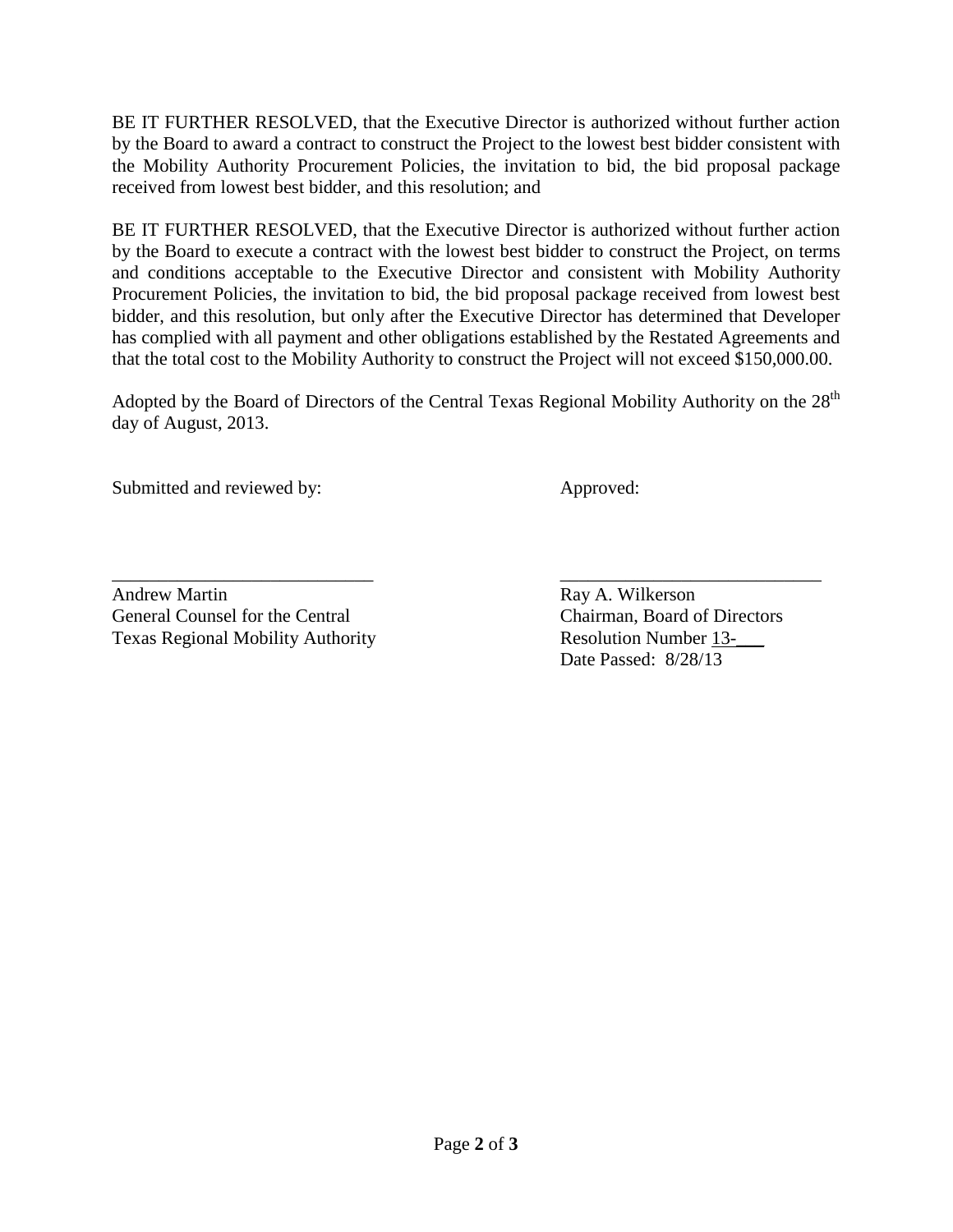BE IT FURTHER RESOLVED, that the Executive Director is authorized without further action by the Board to award a contract to construct the Project to the lowest best bidder consistent with the Mobility Authority Procurement Policies, the invitation to bid, the bid proposal package received from lowest best bidder, and this resolution; and

BE IT FURTHER RESOLVED, that the Executive Director is authorized without further action by the Board to execute a contract with the lowest best bidder to construct the Project, on terms and conditions acceptable to the Executive Director and consistent with Mobility Authority Procurement Policies, the invitation to bid, the bid proposal package received from lowest best bidder, and this resolution, but only after the Executive Director has determined that Developer has complied with all payment and other obligations established by the Restated Agreements and that the total cost to the Mobility Authority to construct the Project will not exceed $150,000.00.

Adopted by the Board of Directors of the Central Texas Regional Mobility Authority on the 28th day of August, 2013.

Submitted and reviewed by:

\_\_\_\_\_\_\_\_\_\_\_\_\_\_\_\_\_\_\_\_\_\_\_\_\_\_\_\_

Andrew Martin
General Counsel for the Central
Texas Regional Mobility Authority

Approved:

\_\_\_\_\_\_\_\_\_\_\_\_\_\_\_\_\_\_\_\_\_\_\_\_\_\_\_\_

Ray A. Wilkerson
Chairman, Board of Directors
Resolution Number 13-\_\_\_
Date Passed: 8/28/13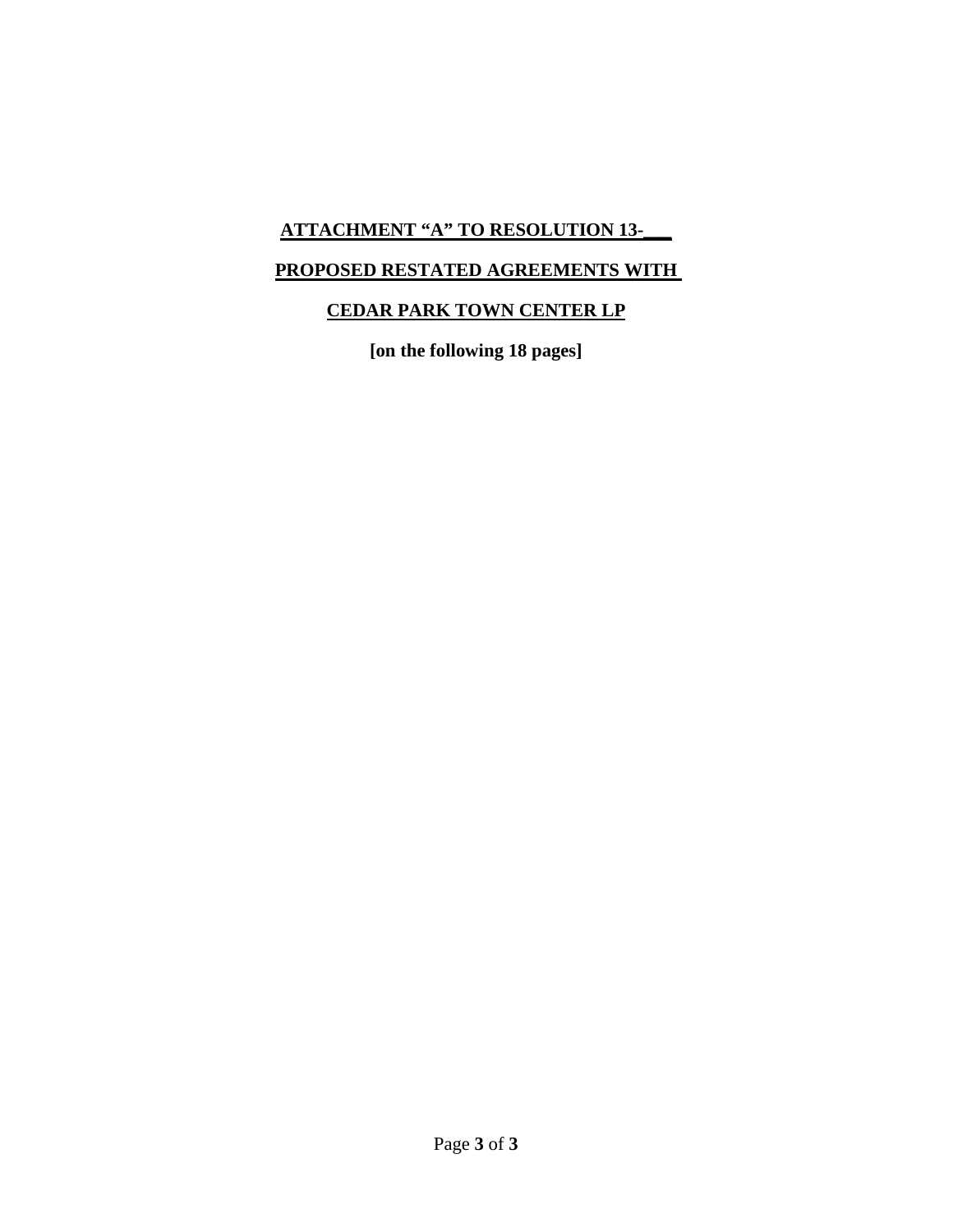**ATTACHMENT "A" TO RESOLUTION 13-\_\_\_**

**PROPOSED RESTATED AGREEMENTS WITH**

**CEDAR PARK TOWN CENTER LP**

**[on the following 18 pages]**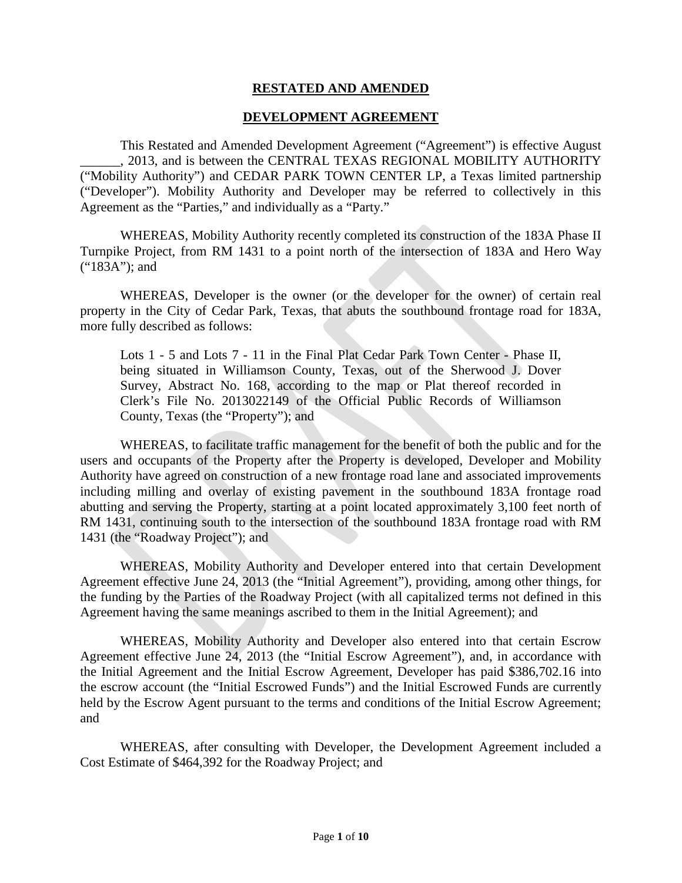**RESTATED AND AMENDED**

**DEVELOPMENT AGREEMENT**

This Restated and Amended Development Agreement ("Agreement") is effective August ______, 2013, and is between the CENTRAL TEXAS REGIONAL MOBILITY AUTHORITY ("Mobility Authority") and CEDAR PARK TOWN CENTER LP, a Texas limited partnership ("Developer"). Mobility Authority and Developer may be referred to collectively in this Agreement as the "Parties," and individually as a "Party."

WHEREAS, Mobility Authority recently completed its construction of the 183A Phase II Turnpike Project, from RM 1431 to a point north of the intersection of 183A and Hero Way ("183A"); and

WHEREAS, Developer is the owner (or the developer for the owner) of certain real property in the City of Cedar Park, Texas, that abuts the southbound frontage road for 183A, more fully described as follows:

> Lots 1 - 5 and Lots 7 - 11 in the Final Plat Cedar Park Town Center - Phase II, being situated in Williamson County, Texas, out of the Sherwood J. Dover Survey, Abstract No. 168, according to the map or Plat thereof recorded in Clerk's File No. 2013022149 of the Official Public Records of Williamson County, Texas (the "Property"); and

WHEREAS, to facilitate traffic management for the benefit of both the public and for the users and occupants of the Property after the Property is developed, Developer and Mobility Authority have agreed on construction of a new frontage road lane and associated improvements including milling and overlay of existing pavement in the southbound 183A frontage road abutting and serving the Property, starting at a point located approximately 3,100 feet north of RM 1431, continuing south to the intersection of the southbound 183A frontage road with RM 1431 (the "Roadway Project"); and

WHEREAS, Mobility Authority and Developer entered into that certain Development Agreement effective June 24, 2013 (the "Initial Agreement"), providing, among other things, for the funding by the Parties of the Roadway Project (with all capitalized terms not defined in this Agreement having the same meanings ascribed to them in the Initial Agreement); and

WHEREAS, Mobility Authority and Developer also entered into that certain Escrow Agreement effective June 24, 2013 (the "Initial Escrow Agreement"), and, in accordance with the Initial Agreement and the Initial Escrow Agreement, Developer has paid $386,702.16 into the escrow account (the "Initial Escrowed Funds") and the Initial Escrowed Funds are currently held by the Escrow Agent pursuant to the terms and conditions of the Initial Escrow Agreement; and

WHEREAS, after consulting with Developer, the Development Agreement included a Cost Estimate of $464,392 for the Roadway Project; and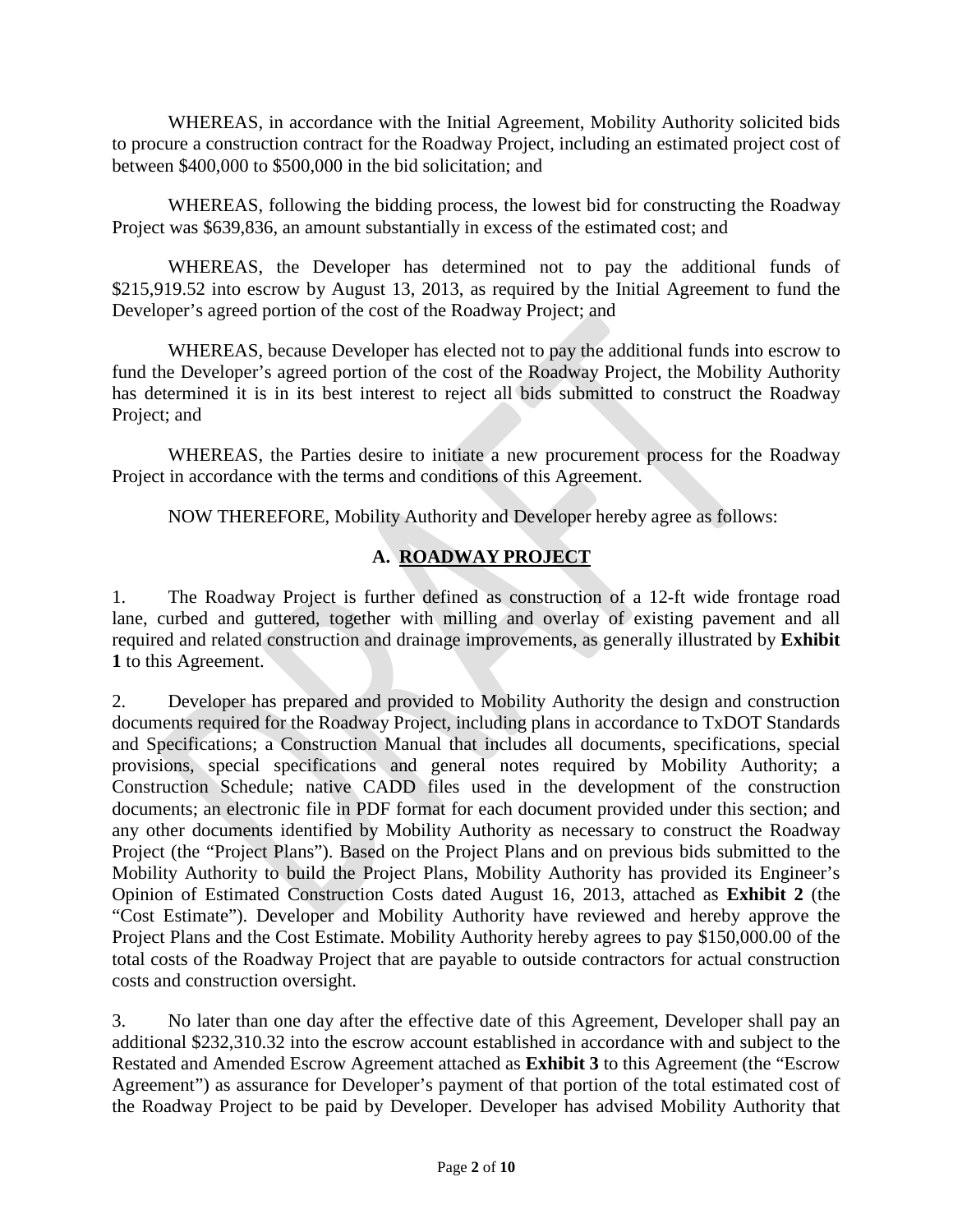WHEREAS, in accordance with the Initial Agreement, Mobility Authority solicited bids to procure a construction contract for the Roadway Project, including an estimated project cost of between $400,000 to $500,000 in the bid solicitation; and

WHEREAS, following the bidding process, the lowest bid for constructing the Roadway Project was $639,836, an amount substantially in excess of the estimated cost; and

WHEREAS, the Developer has determined not to pay the additional funds of $215,919.52 into escrow by August 13, 2013, as required by the Initial Agreement to fund the Developer's agreed portion of the cost of the Roadway Project; and

WHEREAS, because Developer has elected not to pay the additional funds into escrow to fund the Developer's agreed portion of the cost of the Roadway Project, the Mobility Authority has determined it is in its best interest to reject all bids submitted to construct the Roadway Project; and

WHEREAS, the Parties desire to initiate a new procurement process for the Roadway Project in accordance with the terms and conditions of this Agreement.

NOW THEREFORE, Mobility Authority and Developer hereby agree as follows:

## A. ROADWAY PROJECT

1. The Roadway Project is further defined as construction of a 12-ft wide frontage road lane, curbed and guttered, together with milling and overlay of existing pavement and all required and related construction and drainage improvements, as generally illustrated by **Exhibit 1** to this Agreement.

2. Developer has prepared and provided to Mobility Authority the design and construction documents required for the Roadway Project, including plans in accordance to TxDOT Standards and Specifications; a Construction Manual that includes all documents, specifications, special provisions, special specifications and general notes required by Mobility Authority; a Construction Schedule; native CADD files used in the development of the construction documents; an electronic file in PDF format for each document provided under this section; and any other documents identified by Mobility Authority as necessary to construct the Roadway Project (the "Project Plans"). Based on the Project Plans and on previous bids submitted to the Mobility Authority to build the Project Plans, Mobility Authority has provided its Engineer's Opinion of Estimated Construction Costs dated August 16, 2013, attached as **Exhibit 2** (the "Cost Estimate"). Developer and Mobility Authority have reviewed and hereby approve the Project Plans and the Cost Estimate. Mobility Authority hereby agrees to pay $150,000.00 of the total costs of the Roadway Project that are payable to outside contractors for actual construction costs and construction oversight.

3. No later than one day after the effective date of this Agreement, Developer shall pay an additional $232,310.32 into the escrow account established in accordance with and subject to the Restated and Amended Escrow Agreement attached as **Exhibit 3** to this Agreement (the "Escrow Agreement") as assurance for Developer's payment of that portion of the total estimated cost of the Roadway Project to be paid by Developer. Developer has advised Mobility Authority that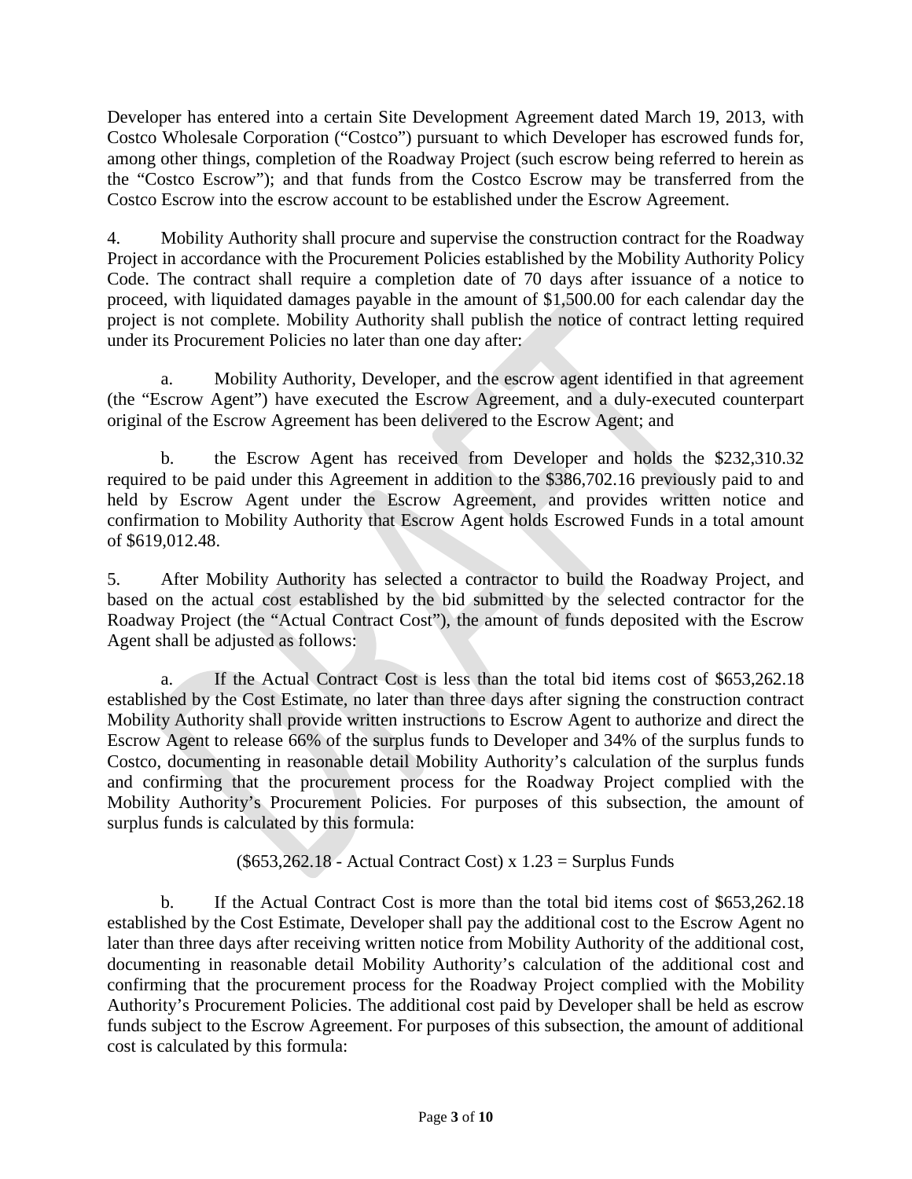Developer has entered into a certain Site Development Agreement dated March 19, 2013, with Costco Wholesale Corporation ("Costco") pursuant to which Developer has escrowed funds for, among other things, completion of the Roadway Project (such escrow being referred to herein as the "Costco Escrow"); and that funds from the Costco Escrow may be transferred from the Costco Escrow into the escrow account to be established under the Escrow Agreement.

4. Mobility Authority shall procure and supervise the construction contract for the Roadway Project in accordance with the Procurement Policies established by the Mobility Authority Policy Code. The contract shall require a completion date of 70 days after issuance of a notice to proceed, with liquidated damages payable in the amount of $1,500.00 for each calendar day the project is not complete. Mobility Authority shall publish the notice of contract letting required under its Procurement Policies no later than one day after:

a. Mobility Authority, Developer, and the escrow agent identified in that agreement (the "Escrow Agent") have executed the Escrow Agreement, and a duly-executed counterpart original of the Escrow Agreement has been delivered to the Escrow Agent; and

b. the Escrow Agent has received from Developer and holds the $232,310.32 required to be paid under this Agreement in addition to the $386,702.16 previously paid to and held by Escrow Agent under the Escrow Agreement, and provides written notice and confirmation to Mobility Authority that Escrow Agent holds Escrowed Funds in a total amount of $619,012.48.

5. After Mobility Authority has selected a contractor to build the Roadway Project, and based on the actual cost established by the bid submitted by the selected contractor for the Roadway Project (the "Actual Contract Cost"), the amount of funds deposited with the Escrow Agent shall be adjusted as follows:

a. If the Actual Contract Cost is less than the total bid items cost of $653,262.18 established by the Cost Estimate, no later than three days after signing the construction contract Mobility Authority shall provide written instructions to Escrow Agent to authorize and direct the Escrow Agent to release 66% of the surplus funds to Developer and 34% of the surplus funds to Costco, documenting in reasonable detail Mobility Authority's calculation of the surplus funds and confirming that the procurement process for the Roadway Project complied with the Mobility Authority's Procurement Policies. For purposes of this subsection, the amount of surplus funds is calculated by this formula:

($653,262.18 - Actual Contract Cost) x 1.23 = Surplus Funds

b. If the Actual Contract Cost is more than the total bid items cost of $653,262.18 established by the Cost Estimate, Developer shall pay the additional cost to the Escrow Agent no later than three days after receiving written notice from Mobility Authority of the additional cost, documenting in reasonable detail Mobility Authority's calculation of the additional cost and confirming that the procurement process for the Roadway Project complied with the Mobility Authority's Procurement Policies. The additional cost paid by Developer shall be held as escrow funds subject to the Escrow Agreement. For purposes of this subsection, the amount of additional cost is calculated by this formula: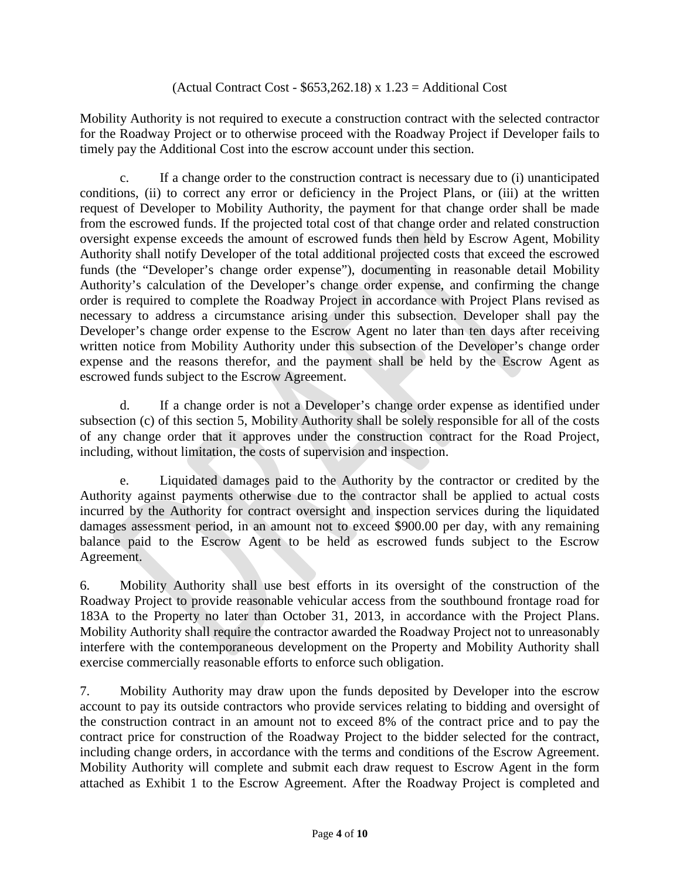(Actual Contract Cost - $653,262.18) x 1.23 = Additional Cost

Mobility Authority is not required to execute a construction contract with the selected contractor for the Roadway Project or to otherwise proceed with the Roadway Project if Developer fails to timely pay the Additional Cost into the escrow account under this section.

c. If a change order to the construction contract is necessary due to (i) unanticipated conditions, (ii) to correct any error or deficiency in the Project Plans, or (iii) at the written request of Developer to Mobility Authority, the payment for that change order shall be made from the escrowed funds. If the projected total cost of that change order and related construction oversight expense exceeds the amount of escrowed funds then held by Escrow Agent, Mobility Authority shall notify Developer of the total additional projected costs that exceed the escrowed funds (the "Developer's change order expense"), documenting in reasonable detail Mobility Authority's calculation of the Developer's change order expense, and confirming the change order is required to complete the Roadway Project in accordance with Project Plans revised as necessary to address a circumstance arising under this subsection. Developer shall pay the Developer's change order expense to the Escrow Agent no later than ten days after receiving written notice from Mobility Authority under this subsection of the Developer's change order expense and the reasons therefor, and the payment shall be held by the Escrow Agent as escrowed funds subject to the Escrow Agreement.

d. If a change order is not a Developer's change order expense as identified under subsection (c) of this section 5, Mobility Authority shall be solely responsible for all of the costs of any change order that it approves under the construction contract for the Road Project, including, without limitation, the costs of supervision and inspection.

e. Liquidated damages paid to the Authority by the contractor or credited by the Authority against payments otherwise due to the contractor shall be applied to actual costs incurred by the Authority for contract oversight and inspection services during the liquidated damages assessment period, in an amount not to exceed $900.00 per day, with any remaining balance paid to the Escrow Agent to be held as escrowed funds subject to the Escrow Agreement.

6. Mobility Authority shall use best efforts in its oversight of the construction of the Roadway Project to provide reasonable vehicular access from the southbound frontage road for 183A to the Property no later than October 31, 2013, in accordance with the Project Plans. Mobility Authority shall require the contractor awarded the Roadway Project not to unreasonably interfere with the contemporaneous development on the Property and Mobility Authority shall exercise commercially reasonable efforts to enforce such obligation.

7. Mobility Authority may draw upon the funds deposited by Developer into the escrow account to pay its outside contractors who provide services relating to bidding and oversight of the construction contract in an amount not to exceed 8% of the contract price and to pay the contract price for construction of the Roadway Project to the bidder selected for the contract, including change orders, in accordance with the terms and conditions of the Escrow Agreement. Mobility Authority will complete and submit each draw request to Escrow Agent in the form attached as Exhibit 1 to the Escrow Agreement. After the Roadway Project is completed and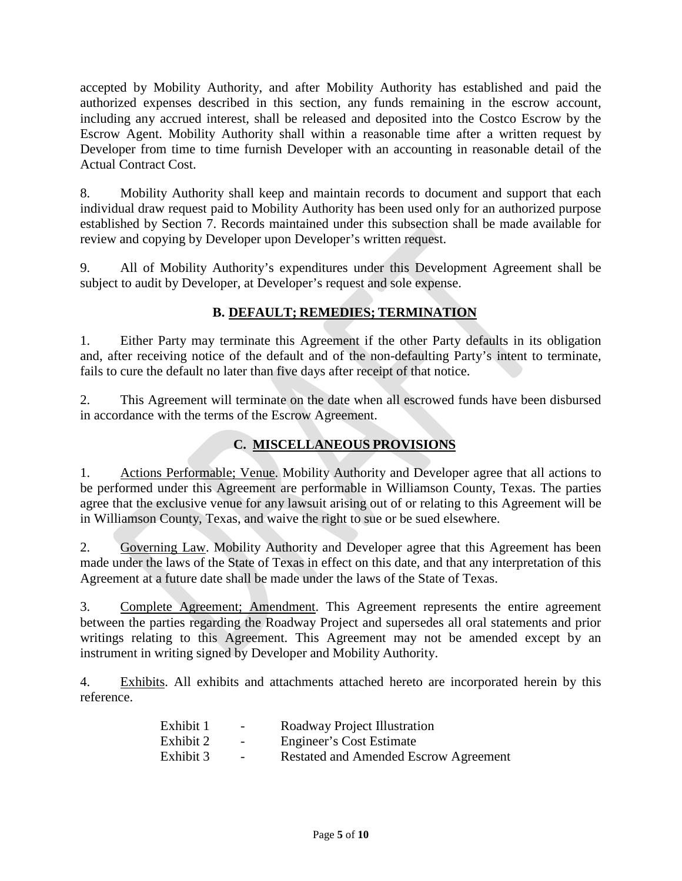accepted by Mobility Authority, and after Mobility Authority has established and paid the authorized expenses described in this section, any funds remaining in the escrow account, including any accrued interest, shall be released and deposited into the Costco Escrow by the Escrow Agent. Mobility Authority shall within a reasonable time after a written request by Developer from time to time furnish Developer with an accounting in reasonable detail of the Actual Contract Cost.

8. Mobility Authority shall keep and maintain records to document and support that each individual draw request paid to Mobility Authority has been used only for an authorized purpose established by Section 7. Records maintained under this subsection shall be made available for review and copying by Developer upon Developer's written request.

9. All of Mobility Authority's expenditures under this Development Agreement shall be subject to audit by Developer, at Developer's request and sole expense.

## B. DEFAULT; REMEDIES; TERMINATION

1. Either Party may terminate this Agreement if the other Party defaults in its obligation and, after receiving notice of the default and of the non-defaulting Party's intent to terminate, fails to cure the default no later than five days after receipt of that notice.

2. This Agreement will terminate on the date when all escrowed funds have been disbursed in accordance with the terms of the Escrow Agreement.

## C. MISCELLANEOUS PROVISIONS

1. Actions Performable; Venue. Mobility Authority and Developer agree that all actions to be performed under this Agreement are performable in Williamson County, Texas. The parties agree that the exclusive venue for any lawsuit arising out of or relating to this Agreement will be in Williamson County, Texas, and waive the right to sue or be sued elsewhere.

2. Governing Law. Mobility Authority and Developer agree that this Agreement has been made under the laws of the State of Texas in effect on this date, and that any interpretation of this Agreement at a future date shall be made under the laws of the State of Texas.

3. Complete Agreement; Amendment. This Agreement represents the entire agreement between the parties regarding the Roadway Project and supersedes all oral statements and prior writings relating to this Agreement. This Agreement may not be amended except by an instrument in writing signed by Developer and Mobility Authority.

4. Exhibits. All exhibits and attachments attached hereto are incorporated herein by this reference.

Exhibit 1 - Roadway Project Illustration
Exhibit 2 - Engineer's Cost Estimate
Exhibit 3 - Restated and Amended Escrow Agreement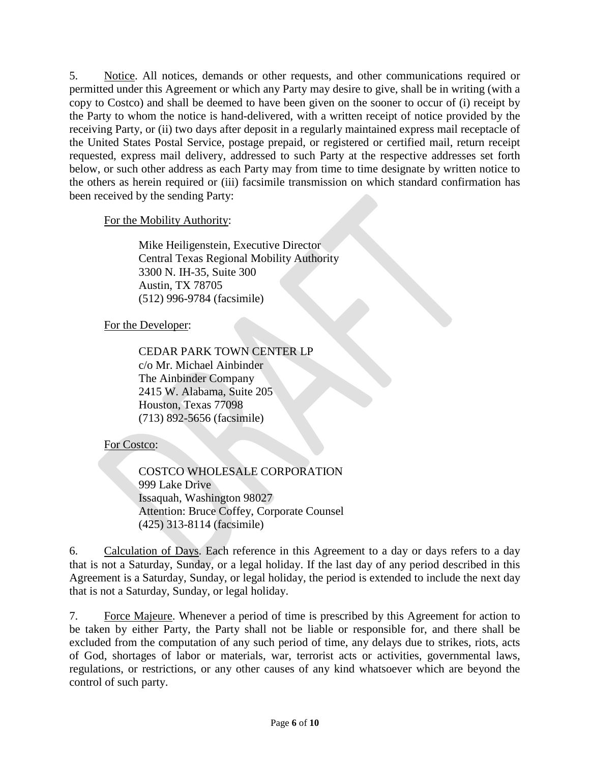5. Notice. All notices, demands or other requests, and other communications required or permitted under this Agreement or which any Party may desire to give, shall be in writing (with a copy to Costco) and shall be deemed to have been given on the sooner to occur of (i) receipt by the Party to whom the notice is hand-delivered, with a written receipt of notice provided by the receiving Party, or (ii) two days after deposit in a regularly maintained express mail receptacle of the United States Postal Service, postage prepaid, or registered or certified mail, return receipt requested, express mail delivery, addressed to such Party at the respective addresses set forth below, or such other address as each Party may from time to time designate by written notice to the others as herein required or (iii) facsimile transmission on which standard confirmation has been received by the sending Party:

For the Mobility Authority:

> Mike Heiligenstein, Executive Director
> Central Texas Regional Mobility Authority
> 3300 N. IH-35, Suite 300
> Austin, TX 78705
> (512) 996-9784 (facsimile)

For the Developer:

> CEDAR PARK TOWN CENTER LP
> c/o Mr. Michael Ainbinder
> The Ainbinder Company
> 2415 W. Alabama, Suite 205
> Houston, Texas 77098
> (713) 892-5656 (facsimile)

For Costco:

> COSTCO WHOLESALE CORPORATION
> 999 Lake Drive
> Issaquah, Washington 98027
> Attention: Bruce Coffey, Corporate Counsel
> (425) 313-8114 (facsimile)

6. Calculation of Days. Each reference in this Agreement to a day or days refers to a day that is not a Saturday, Sunday, or a legal holiday. If the last day of any period described in this Agreement is a Saturday, Sunday, or legal holiday, the period is extended to include the next day that is not a Saturday, Sunday, or legal holiday.

7. Force Majeure. Whenever a period of time is prescribed by this Agreement for action to be taken by either Party, the Party shall not be liable or responsible for, and there shall be excluded from the computation of any such period of time, any delays due to strikes, riots, acts of God, shortages of labor or materials, war, terrorist acts or activities, governmental laws, regulations, or restrictions, or any other causes of any kind whatsoever which are beyond the control of such party.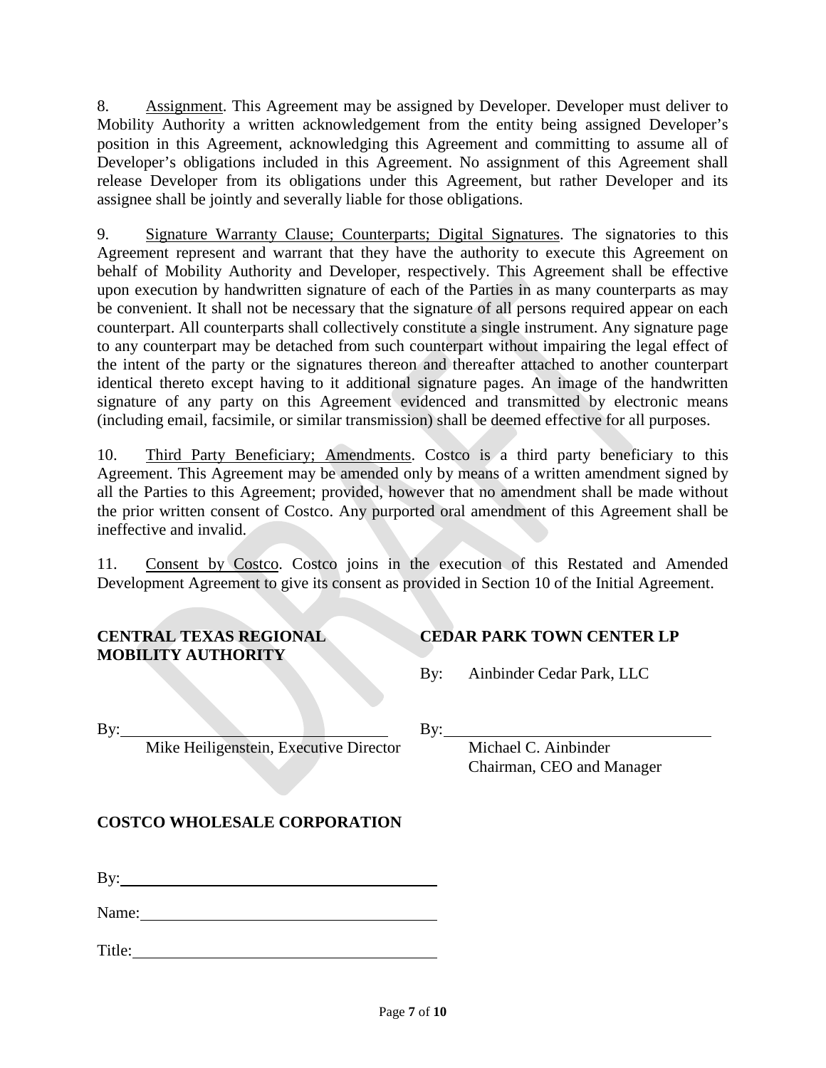8. Assignment. This Agreement may be assigned by Developer. Developer must deliver to Mobility Authority a written acknowledgement from the entity being assigned Developer's position in this Agreement, acknowledging this Agreement and committing to assume all of Developer's obligations included in this Agreement. No assignment of this Agreement shall release Developer from its obligations under this Agreement, but rather Developer and its assignee shall be jointly and severally liable for those obligations.

9. Signature Warranty Clause; Counterparts; Digital Signatures. The signatories to this Agreement represent and warrant that they have the authority to execute this Agreement on behalf of Mobility Authority and Developer, respectively. This Agreement shall be effective upon execution by handwritten signature of each of the Parties in as many counterparts as may be convenient. It shall not be necessary that the signature of all persons required appear on each counterpart. All counterparts shall collectively constitute a single instrument. Any signature page to any counterpart may be detached from such counterpart without impairing the legal effect of the intent of the party or the signatures thereon and thereafter attached to another counterpart identical thereto except having to it additional signature pages. An image of the handwritten signature of any party on this Agreement evidenced and transmitted by electronic means (including email, facsimile, or similar transmission) shall be deemed effective for all purposes.

10. Third Party Beneficiary; Amendments. Costco is a third party beneficiary to this Agreement. This Agreement may be amended only by means of a written amendment signed by all the Parties to this Agreement; provided, however that no amendment shall be made without the prior written consent of Costco. Any purported oral amendment of this Agreement shall be ineffective and invalid.

11. Consent by Costco. Costco joins in the execution of this Restated and Amended Development Agreement to give its consent as provided in Section 10 of the Initial Agreement.

**CENTRAL TEXAS REGIONAL MOBILITY AUTHORITY**

By: ______________________________
Mike Heiligenstein, Executive Director

**CEDAR PARK TOWN CENTER LP**

By: Ainbinder Cedar Park, LLC

By: ______________________________
Michael C. Ainbinder
Chairman, CEO and Manager

**COSTCO WHOLESALE CORPORATION**

By: ______________________________

Name: ______________________________

Title: ______________________________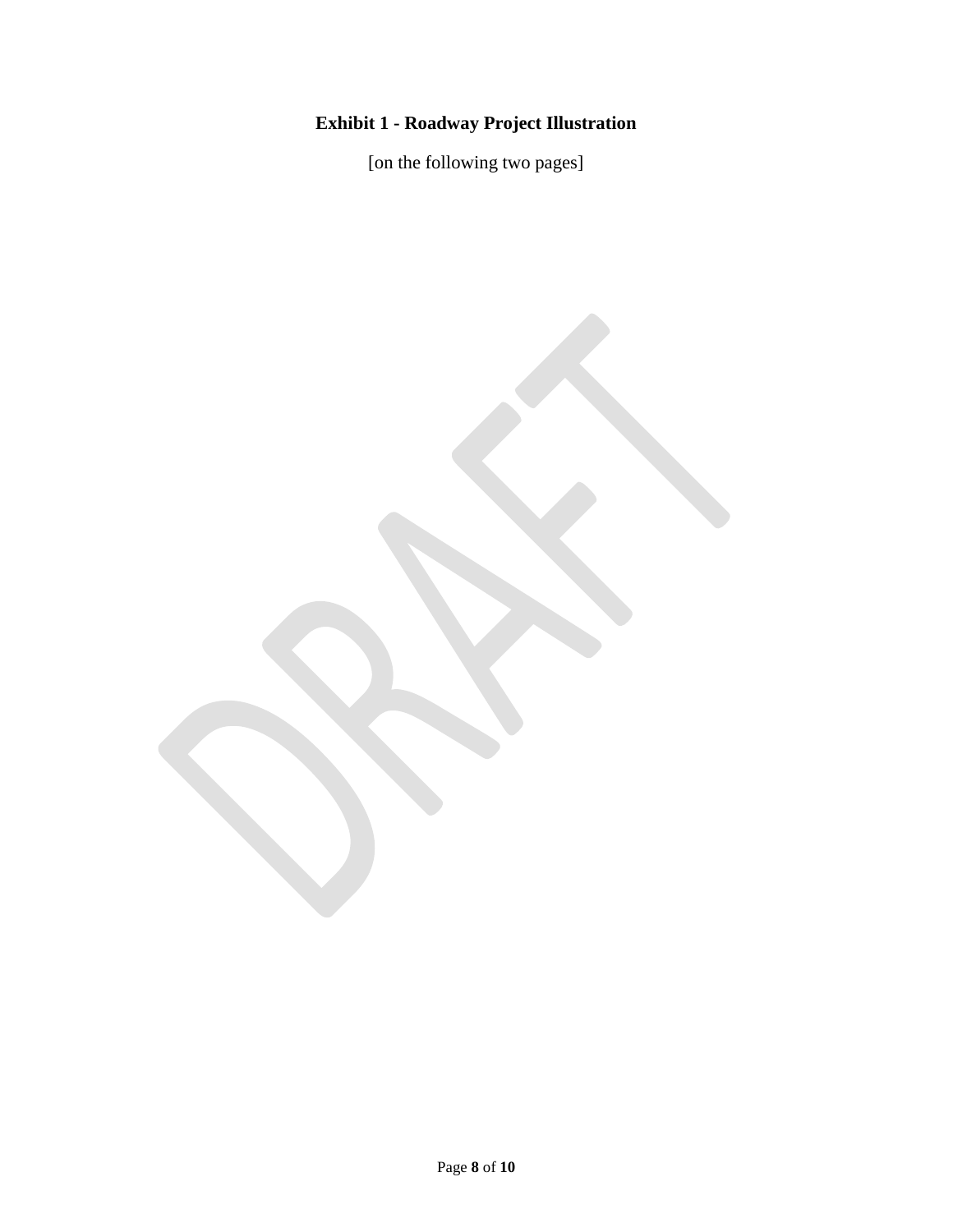**Exhibit 1 - Roadway Project Illustration**

[on the following two pages]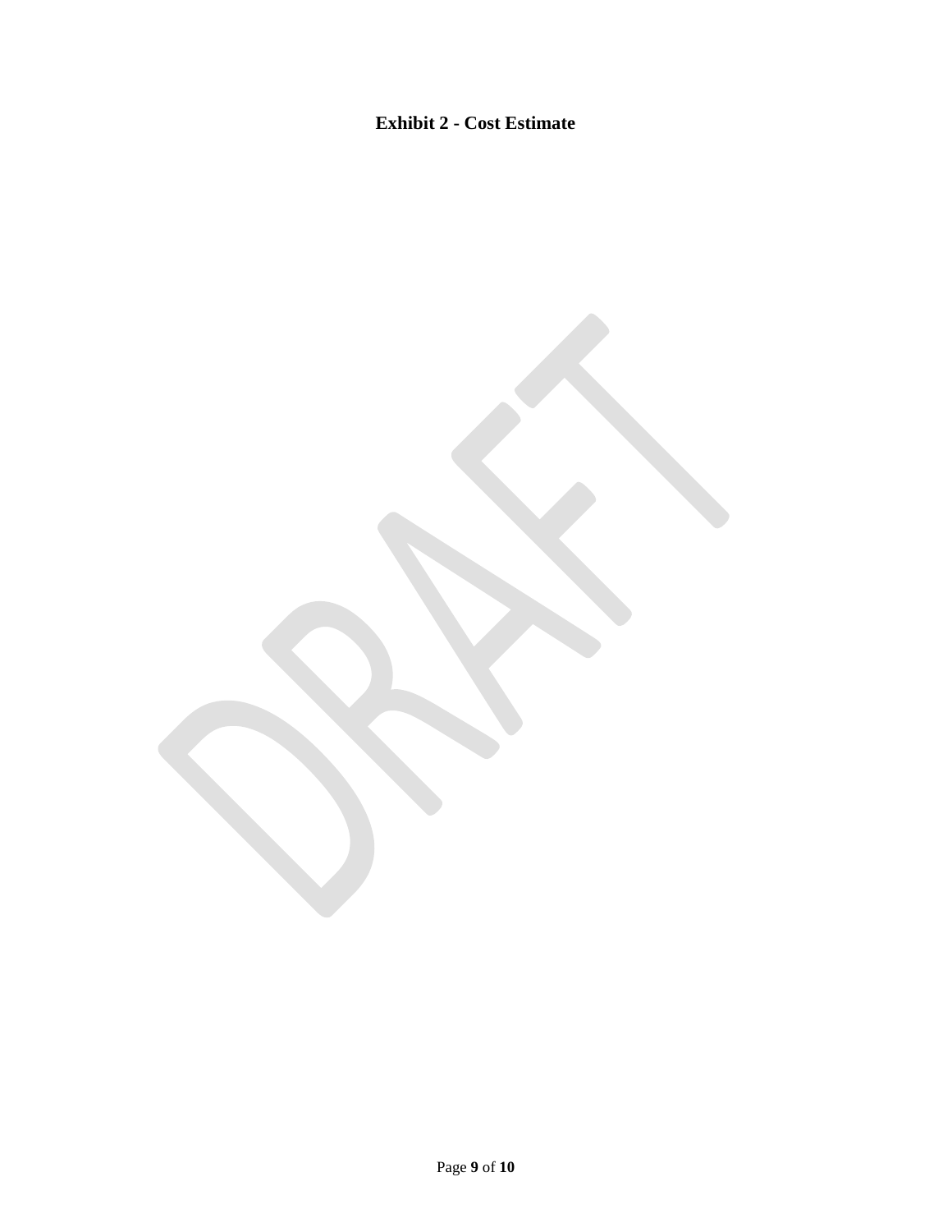**Exhibit 2 - Cost Estimate**

DRAFT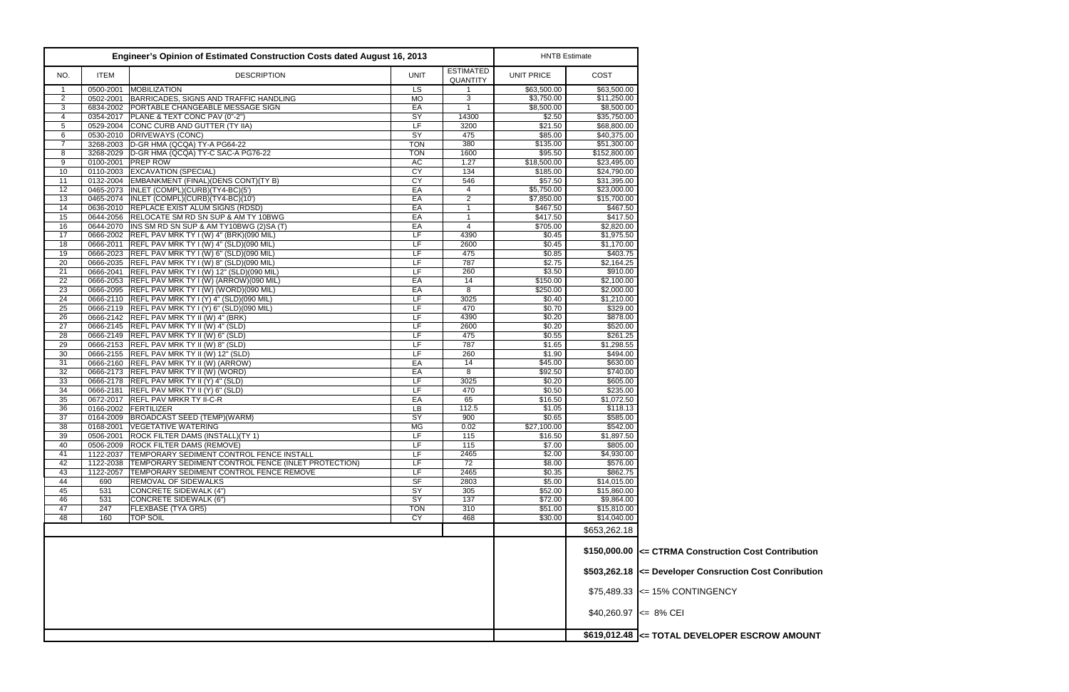| Engineer's Opinion of Estimated Construction Costs dated August 16, 2013 | | | | | HNTB Estimate | | |
|---|---|---|---|---|---|---|---|
| NO. | ITEM | DESCRIPTION | UNIT | ESTIMATED QUANTITY | UNIT PRICE | COST | |
| 1 | 0500-2001 | MOBILIZATION | LS | 1 | $63,500.00 | $63,500.00 | |
| 2 | 0502-2001 | BARRICADES, SIGNS AND TRAFFIC HANDLING | MO | 3 | $3,750.00 | $11,250.00 | |
| 3 | 6834-2002 | PORTABLE CHANGEABLE MESSAGE SIGN | EA | 1 | $8,500.00 | $8,500.00 | |
| 4 | 0354-2017 | PLANE & TEXT CONC PAV (0"-2") | SY | 14300 | $2.50 | $35,750.00 | |
| 5 | 0529-2004 | CONC CURB AND GUTTER (TY IIA) | LF | 3200 | $21.50 | $68,800.00 | |
| 6 | 0530-2010 | DRIVEWAYS (CONC) | SY | 475 | $85.00 | $40,375.00 | |
| 7 | 3268-2003 | D-GR HMA (QCQA) TY-A PG64-22 | TON | 380 | $135.00 | $51,300.00 | |
| 8 | 3268-2029 | D-GR HMA (QCQA) TY-C SAC-A PG76-22 | TON | 1600 | $95.50 | $152,800.00 | |
| 9 | 0100-2001 | PREP ROW | AC | 1.27 | $18,500.00 | $23,495.00 | |
| 10 | 0110-2003 | EXCAVATION (SPECIAL) | CY | 134 | $185.00 | $24,790.00 | |
| 11 | 0132-2004 | EMBANKMENT (FINAL)(DENS CONT)(TY B) | CY | 546 | $57.50 | $31,395.00 | |
| 12 | 0465-2073 | INLET (COMPL)(CURB)(TY4-BC)(5') | EA | 4 | $5,750.00 | $23,000.00 | |
| 13 | 0465-2074 | INLET (COMPL)(CURB)(TY4-BC)(10') | EA | 2 | $7,850.00 | $15,700.00 | |
| 14 | 0636-2010 | REPLACE EXIST ALUM SIGNS (RDSD) | EA | 1 | $467.50 | $467.50 | |
| 15 | 0644-2056 | RELOCATE SM RD SN SUP & AM TY 10BWG | EA | 1 | $417.50 | $417.50 | |
| 16 | 0644-2070 | INS SM RD SN SUP & AM TY10BWG (2)SA (T) | EA | 4 | $705.00 | $2,820.00 | |
| 17 | 0666-2002 | REFL PAV MRK TY I (W) 4" (BRK)(090 MIL) | LF | 4390 | $0.45 | $1,975.50 | |
| 18 | 0666-2011 | REFL PAV MRK TY I (W) 4" (SLD)(090 MIL) | LF | 2600 | $0.45 | $1,170.00 | |
| 19 | 0666-2023 | REFL PAV MRK TY I (W) 6" (SLD)(090 MIL) | LF | 475 | $0.85 | $403.75 | |
| 20 | 0666-2035 | REFL PAV MRK TY I (W) 8" (SLD)(090 MIL) | LF | 787 | $2.75 | $2,164.25 | |
| 21 | 0666-2041 | REFL PAV MRK TY I (W) 12" (SLD)(090 MIL) | LF | 260 | $3.50 | $910.00 | |
| 22 | 0666-2053 | REFL PAV MRK TY I (W) (ARROW)(090 MIL) | EA | 14 | $150.00 | $2,100.00 | |
| 23 | 0666-2095 | REFL PAV MRK TY I (W) (WORD)(090 MIL) | EA | 8 | $250.00 | $2,000.00 | |
| 24 | 0666-2110 | REFL PAV MRK TY I (Y) 4" (SLD)(090 MIL) | LF | 3025 | $0.40 | $1,210.00 | |
| 25 | 0666-2119 | REFL PAV MRK TY I (Y) 6" (SLD)(090 MIL) | LF | 470 | $0.70 | $329.00 | |
| 26 | 0666-2142 | REFL PAV MRK TY II (W) 4" (BRK) | LF | 4390 | $0.20 | $878.00 | |
| 27 | 0666-2145 | REFL PAV MRK TY II (W) 4" (SLD) | LF | 2600 | $0.20 | $520.00 | |
| 28 | 0666-2149 | REFL PAV MRK TY II (W) 6" (SLD) | LF | 475 | $0.55 | $261.25 | |
| 29 | 0666-2153 | REFL PAV MRK TY II (W) 8" (SLD) | LF | 787 | $1.65 | $1,298.55 | |
| 30 | 0666-2155 | REFL PAV MRK TY II (W) 12" (SLD) | LF | 260 | $1.90 | $494.00 | |
| 31 | 0666-2160 | REFL PAV MRK TY II (W) (ARROW) | EA | 14 | $45.00 | $630.00 | |
| 32 | 0666-2173 | REFL PAV MRK TY II (W) (WORD) | EA | 8 | $92.50 | $740.00 | |
| 33 | 0666-2178 | REFL PAV MRK TY II (Y) 4" (SLD) | LF | 3025 | $0.20 | $605.00 | |
| 34 | 0666-2181 | REFL PAV MRK TY II (Y) 6" (SLD) | LF | 470 | $0.50 | $235.00 | |
| 35 | 0672-2017 | REFL PAV MRKR TY II-C-R | EA | 65 | $16.50 | $1,072.50 | |
| 36 | 0166-2002 | FERTILIZER | LB | 112.5 | $1.05 | $118.13 | |
| 37 | 0164-2009 | BROADCAST SEED (TEMP)(WARM) | SY | 900 | $0.65 | $585.00 | |
| 38 | 0168-2001 | VEGETATIVE WATERING | MG | 0.02 | $27,100.00 | $542.00 | |
| 39 | 0506-2001 | ROCK FILTER DAMS (INSTALL)(TY 1) | LF | 115 | $16.50 | $1,897.50 | |
| 40 | 0506-2009 | ROCK FILTER DAMS (REMOVE) | LF | 115 | $7.00 | $805.00 | |
| 41 | 1122-2037 | TEMPORARY SEDIMENT CONTROL FENCE INSTALL | LF | 2465 | $2.00 | $4,930.00 | |
| 42 | 1122-2038 | TEMPORARY SEDIMENT CONTROL FENCE (INLET PROTECTION) | LF | 72 | $8.00 | $576.00 | |
| 43 | 1122-2057 | TEMPORARY SEDIMENT CONTROL FENCE REMOVE | LF | 2465 | $0.35 | $862.75 | |
| 44 | 690 | REMOVAL OF SIDEWALKS | SF | 2803 | $5.00 | $14,015.00 | |
| 45 | 531 | CONCRETE SIDEWALK (4") | SY | 305 | $52.00 | $15,860.00 | |
| 46 | 531 | CONCRETE SIDEWALK (6") | SY | 137 | $72.00 | $9,864.00 | |
| 47 | 247 | FLEXBASE (TYA GR5) | TON | 310 | $51.00 | $15,810.00 | |
| 48 | 160 | TOP SOIL | CY | 468 | $30.00 | $14,040.00 | |
| | | | | | | $653,262.18 | |
| | | | | | | **$150,000.00** | **<= CTRMA Construction Cost Contribution** |
| | | | | | | **$503,262.18** | **<= Developer Consruction Cost Conribution** |
| | | | | | | $75,489.33 | <= 15% CONTINGENCY |
| | | | | | | $40,260.97 | <= 8% CEI |
| | | | | | | **$619,012.48** | **<= TOTAL DEVELOPER ESCROW AMOUNT** |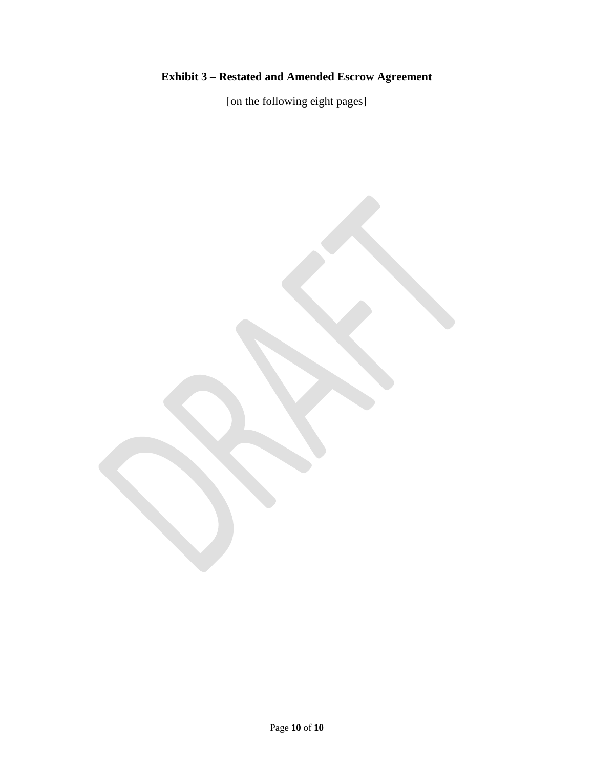**Exhibit 3 – Restated and Amended Escrow Agreement**

[on the following eight pages]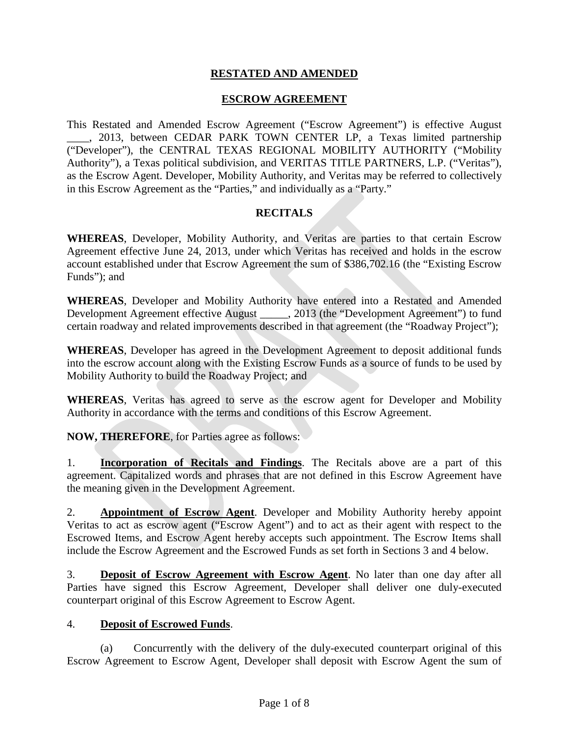# RESTATED AND AMENDED

## ESCROW AGREEMENT

This Restated and Amended Escrow Agreement ("Escrow Agreement") is effective August ____, 2013, between CEDAR PARK TOWN CENTER LP, a Texas limited partnership ("Developer"), the CENTRAL TEXAS REGIONAL MOBILITY AUTHORITY ("Mobility Authority"), a Texas political subdivision, and VERITAS TITLE PARTNERS, L.P. ("Veritas"), as the Escrow Agent. Developer, Mobility Authority, and Veritas may be referred to collectively in this Escrow Agreement as the "Parties," and individually as a "Party."

## RECITALS

**WHEREAS**, Developer, Mobility Authority, and Veritas are parties to that certain Escrow Agreement effective June 24, 2013, under which Veritas has received and holds in the escrow account established under that Escrow Agreement the sum of $386,702.16 (the "Existing Escrow Funds"); and

**WHEREAS**, Developer and Mobility Authority have entered into a Restated and Amended Development Agreement effective August _____, 2013 (the "Development Agreement") to fund certain roadway and related improvements described in that agreement (the "Roadway Project");

**WHEREAS**, Developer has agreed in the Development Agreement to deposit additional funds into the escrow account along with the Existing Escrow Funds as a source of funds to be used by Mobility Authority to build the Roadway Project; and

**WHEREAS**, Veritas has agreed to serve as the escrow agent for Developer and Mobility Authority in accordance with the terms and conditions of this Escrow Agreement.

**NOW, THEREFORE**, for Parties agree as follows:

1. **Incorporation of Recitals and Findings**. The Recitals above are a part of this agreement. Capitalized words and phrases that are not defined in this Escrow Agreement have the meaning given in the Development Agreement.

2. **Appointment of Escrow Agent**. Developer and Mobility Authority hereby appoint Veritas to act as escrow agent ("Escrow Agent") and to act as their agent with respect to the Escrowed Items, and Escrow Agent hereby accepts such appointment. The Escrow Items shall include the Escrow Agreement and the Escrowed Funds as set forth in Sections 3 and 4 below.

3. **Deposit of Escrow Agreement with Escrow Agent**. No later than one day after all Parties have signed this Escrow Agreement, Developer shall deliver one duly-executed counterpart original of this Escrow Agreement to Escrow Agent.

4. **Deposit of Escrowed Funds**.

   (a) Concurrently with the delivery of the duly-executed counterpart original of this Escrow Agreement to Escrow Agent, Developer shall deposit with Escrow Agent the sum of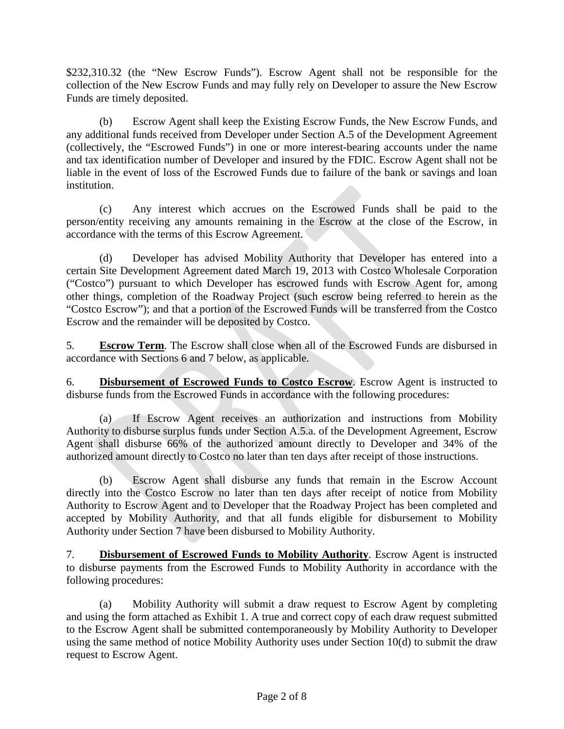$232,310.32 (the "New Escrow Funds"). Escrow Agent shall not be responsible for the collection of the New Escrow Funds and may fully rely on Developer to assure the New Escrow Funds are timely deposited.

(b) Escrow Agent shall keep the Existing Escrow Funds, the New Escrow Funds, and any additional funds received from Developer under Section A.5 of the Development Agreement (collectively, the "Escrowed Funds") in one or more interest-bearing accounts under the name and tax identification number of Developer and insured by the FDIC. Escrow Agent shall not be liable in the event of loss of the Escrowed Funds due to failure of the bank or savings and loan institution.

(c) Any interest which accrues on the Escrowed Funds shall be paid to the person/entity receiving any amounts remaining in the Escrow at the close of the Escrow, in accordance with the terms of this Escrow Agreement.

(d) Developer has advised Mobility Authority that Developer has entered into a certain Site Development Agreement dated March 19, 2013 with Costco Wholesale Corporation ("Costco") pursuant to which Developer has escrowed funds with Escrow Agent for, among other things, completion of the Roadway Project (such escrow being referred to herein as the "Costco Escrow"); and that a portion of the Escrowed Funds will be transferred from the Costco Escrow and the remainder will be deposited by Costco.

5. **Escrow Term**. The Escrow shall close when all of the Escrowed Funds are disbursed in accordance with Sections 6 and 7 below, as applicable.

6. **Disbursement of Escrowed Funds to Costco Escrow**. Escrow Agent is instructed to disburse funds from the Escrowed Funds in accordance with the following procedures:

(a) If Escrow Agent receives an authorization and instructions from Mobility Authority to disburse surplus funds under Section A.5.a. of the Development Agreement, Escrow Agent shall disburse 66% of the authorized amount directly to Developer and 34% of the authorized amount directly to Costco no later than ten days after receipt of those instructions.

(b) Escrow Agent shall disburse any funds that remain in the Escrow Account directly into the Costco Escrow no later than ten days after receipt of notice from Mobility Authority to Escrow Agent and to Developer that the Roadway Project has been completed and accepted by Mobility Authority, and that all funds eligible for disbursement to Mobility Authority under Section 7 have been disbursed to Mobility Authority.

7. **Disbursement of Escrowed Funds to Mobility Authority**. Escrow Agent is instructed to disburse payments from the Escrowed Funds to Mobility Authority in accordance with the following procedures:

(a) Mobility Authority will submit a draw request to Escrow Agent by completing and using the form attached as Exhibit 1. A true and correct copy of each draw request submitted to the Escrow Agent shall be submitted contemporaneously by Mobility Authority to Developer using the same method of notice Mobility Authority uses under Section 10(d) to submit the draw request to Escrow Agent.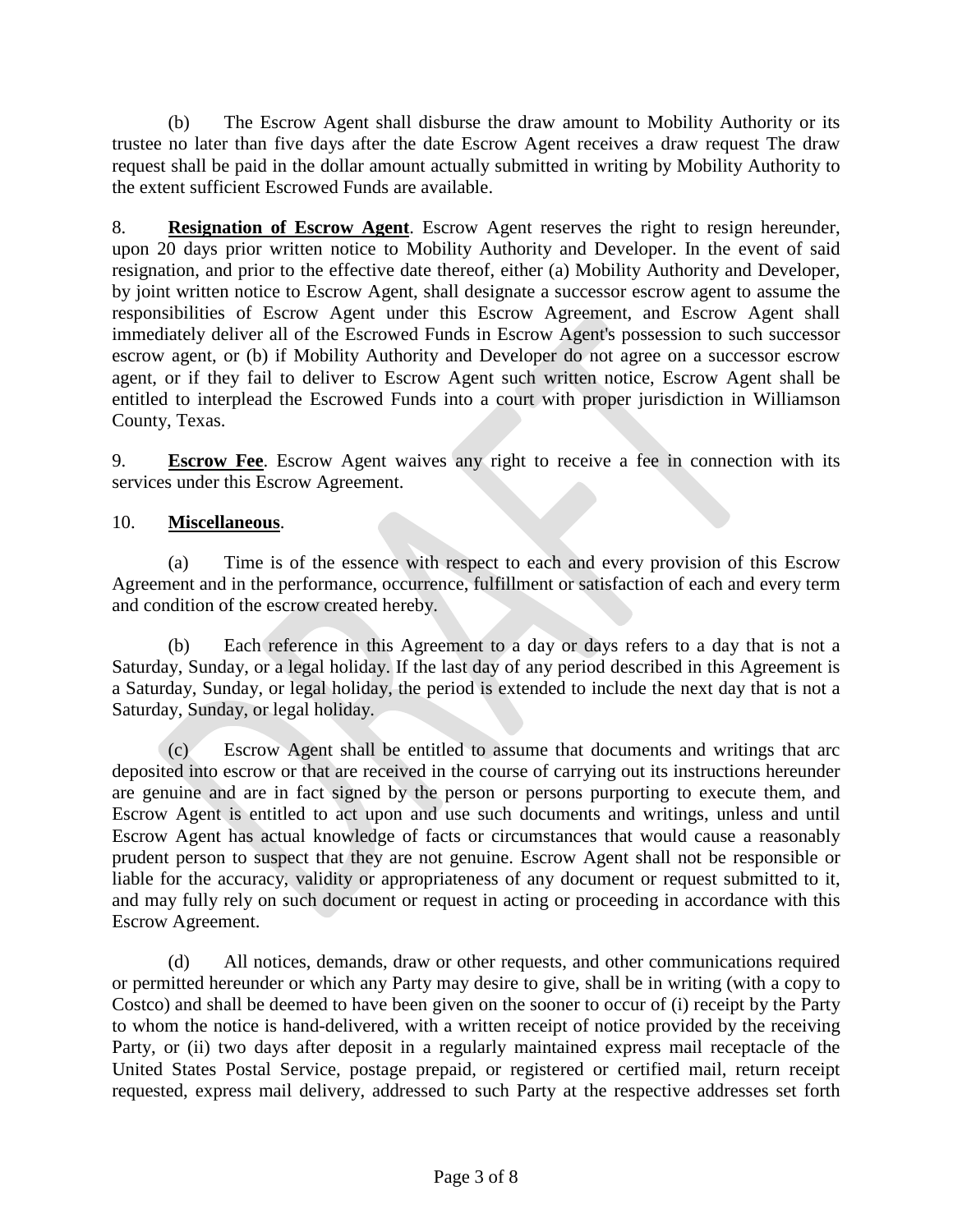(b) The Escrow Agent shall disburse the draw amount to Mobility Authority or its trustee no later than five days after the date Escrow Agent receives a draw request The draw request shall be paid in the dollar amount actually submitted in writing by Mobility Authority to the extent sufficient Escrowed Funds are available.

8. **Resignation of Escrow Agent**. Escrow Agent reserves the right to resign hereunder, upon 20 days prior written notice to Mobility Authority and Developer. In the event of said resignation, and prior to the effective date thereof, either (a) Mobility Authority and Developer, by joint written notice to Escrow Agent, shall designate a successor escrow agent to assume the responsibilities of Escrow Agent under this Escrow Agreement, and Escrow Agent shall immediately deliver all of the Escrowed Funds in Escrow Agent's possession to such successor escrow agent, or (b) if Mobility Authority and Developer do not agree on a successor escrow agent, or if they fail to deliver to Escrow Agent such written notice, Escrow Agent shall be entitled to interplead the Escrowed Funds into a court with proper jurisdiction in Williamson County, Texas.

9. **Escrow Fee**. Escrow Agent waives any right to receive a fee in connection with its services under this Escrow Agreement.

10. **Miscellaneous**.

(a) Time is of the essence with respect to each and every provision of this Escrow Agreement and in the performance, occurrence, fulfillment or satisfaction of each and every term and condition of the escrow created hereby.

(b) Each reference in this Agreement to a day or days refers to a day that is not a Saturday, Sunday, or a legal holiday. If the last day of any period described in this Agreement is a Saturday, Sunday, or legal holiday, the period is extended to include the next day that is not a Saturday, Sunday, or legal holiday.

(c) Escrow Agent shall be entitled to assume that documents and writings that arc deposited into escrow or that are received in the course of carrying out its instructions hereunder are genuine and are in fact signed by the person or persons purporting to execute them, and Escrow Agent is entitled to act upon and use such documents and writings, unless and until Escrow Agent has actual knowledge of facts or circumstances that would cause a reasonably prudent person to suspect that they are not genuine. Escrow Agent shall not be responsible or liable for the accuracy, validity or appropriateness of any document or request submitted to it, and may fully rely on such document or request in acting or proceeding in accordance with this Escrow Agreement.

(d) All notices, demands, draw or other requests, and other communications required or permitted hereunder or which any Party may desire to give, shall be in writing (with a copy to Costco) and shall be deemed to have been given on the sooner to occur of (i) receipt by the Party to whom the notice is hand-delivered, with a written receipt of notice provided by the receiving Party, or (ii) two days after deposit in a regularly maintained express mail receptacle of the United States Postal Service, postage prepaid, or registered or certified mail, return receipt requested, express mail delivery, addressed to such Party at the respective addresses set forth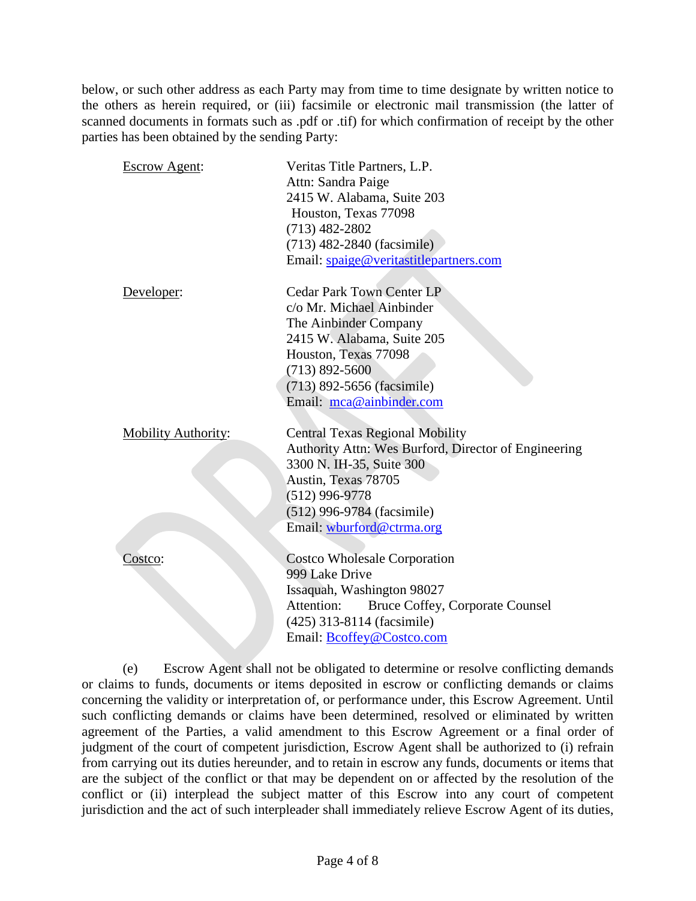below, or such other address as each Party may from time to time designate by written notice to the others as herein required, or (iii) facsimile or electronic mail transmission (the latter of scanned documents in formats such as .pdf or .tif) for which confirmation of receipt by the other parties has been obtained by the sending Party:

| | |
|---|---|
| Escrow Agent: | Veritas Title Partners, L.P.<br>Attn: Sandra Paige<br>2415 W. Alabama, Suite 203<br>Houston, Texas 77098<br>(713) 482-2802<br>(713) 482-2840 (facsimile)<br>Email: spaige@veritastitlepartners.com |
| Developer: | Cedar Park Town Center LP<br>c/o Mr. Michael Ainbinder<br>The Ainbinder Company<br>2415 W. Alabama, Suite 205<br>Houston, Texas 77098<br>(713) 892-5600<br>(713) 892-5656 (facsimile)<br>Email: mca@ainbinder.com |
| Mobility Authority: | Central Texas Regional Mobility<br>Authority Attn: Wes Burford, Director of Engineering<br>3300 N. IH-35, Suite 300<br>Austin, Texas 78705<br>(512) 996-9778<br>(512) 996-9784 (facsimile)<br>Email: wburford@ctrma.org |
| Costco: | Costco Wholesale Corporation<br>999 Lake Drive<br>Issaquah, Washington 98027<br>Attention: Bruce Coffey, Corporate Counsel<br>(425) 313-8114 (facsimile)<br>Email: Bcoffey@Costco.com |

(e) Escrow Agent shall not be obligated to determine or resolve conflicting demands or claims to funds, documents or items deposited in escrow or conflicting demands or claims concerning the validity or interpretation of, or performance under, this Escrow Agreement. Until such conflicting demands or claims have been determined, resolved or eliminated by written agreement of the Parties, a valid amendment to this Escrow Agreement or a final order of judgment of the court of competent jurisdiction, Escrow Agent shall be authorized to (i) refrain from carrying out its duties hereunder, and to retain in escrow any funds, documents or items that are the subject of the conflict or that may be dependent on or affected by the resolution of the conflict or (ii) interplead the subject matter of this Escrow into any court of competent jurisdiction and the act of such interpleader shall immediately relieve Escrow Agent of its duties,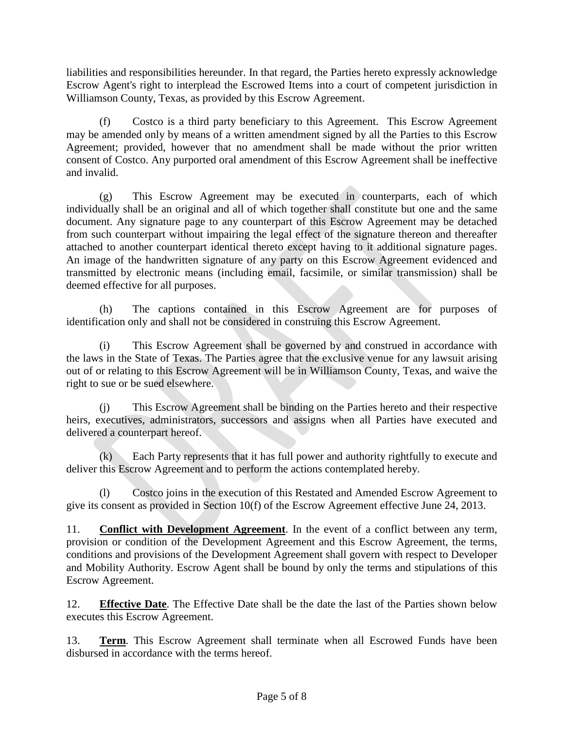liabilities and responsibilities hereunder. In that regard, the Parties hereto expressly acknowledge Escrow Agent's right to interplead the Escrowed Items into a court of competent jurisdiction in Williamson County, Texas, as provided by this Escrow Agreement.

(f) Costco is a third party beneficiary to this Agreement. This Escrow Agreement may be amended only by means of a written amendment signed by all the Parties to this Escrow Agreement; provided, however that no amendment shall be made without the prior written consent of Costco. Any purported oral amendment of this Escrow Agreement shall be ineffective and invalid.

(g) This Escrow Agreement may be executed in counterparts, each of which individually shall be an original and all of which together shall constitute but one and the same document. Any signature page to any counterpart of this Escrow Agreement may be detached from such counterpart without impairing the legal effect of the signature thereon and thereafter attached to another counterpart identical thereto except having to it additional signature pages. An image of the handwritten signature of any party on this Escrow Agreement evidenced and transmitted by electronic means (including email, facsimile, or similar transmission) shall be deemed effective for all purposes.

(h) The captions contained in this Escrow Agreement are for purposes of identification only and shall not be considered in construing this Escrow Agreement.

(i) This Escrow Agreement shall be governed by and construed in accordance with the laws in the State of Texas. The Parties agree that the exclusive venue for any lawsuit arising out of or relating to this Escrow Agreement will be in Williamson County, Texas, and waive the right to sue or be sued elsewhere.

(j) This Escrow Agreement shall be binding on the Parties hereto and their respective heirs, executives, administrators, successors and assigns when all Parties have executed and delivered a counterpart hereof.

(k) Each Party represents that it has full power and authority rightfully to execute and deliver this Escrow Agreement and to perform the actions contemplated hereby.

(l) Costco joins in the execution of this Restated and Amended Escrow Agreement to give its consent as provided in Section 10(f) of the Escrow Agreement effective June 24, 2013.

11. **Conflict with Development Agreement**. In the event of a conflict between any term, provision or condition of the Development Agreement and this Escrow Agreement, the terms, conditions and provisions of the Development Agreement shall govern with respect to Developer and Mobility Authority. Escrow Agent shall be bound by only the terms and stipulations of this Escrow Agreement.

12. **Effective Date**. The Effective Date shall be the date the last of the Parties shown below executes this Escrow Agreement.

13. **Term**. This Escrow Agreement shall terminate when all Escrowed Funds have been disbursed in accordance with the terms hereof.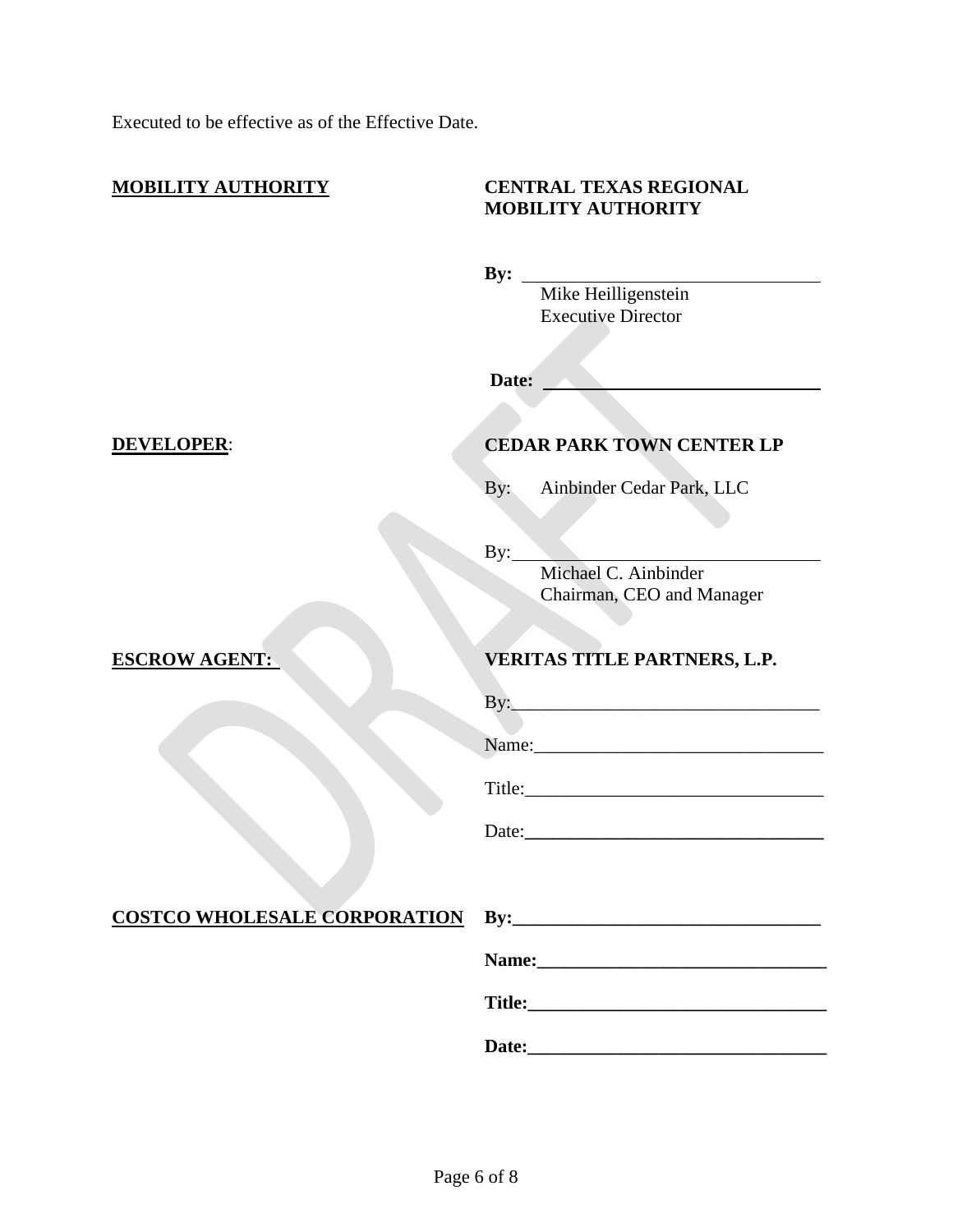Executed to be effective as of the Effective Date.

| | |
|---|---|
| **MOBILITY AUTHORITY** | **CENTRAL TEXAS REGIONAL MOBILITY AUTHORITY** |
| | **By:** ______________________________ |
| | Mike Heilligenstein |
| | Executive Director |
| | **Date:** ______________________________ |
| **DEVELOPER**: | **CEDAR PARK TOWN CENTER LP** |
| | By: Ainbinder Cedar Park, LLC |
| | By:______________________________ |
| | Michael C. Ainbinder |
| | Chairman, CEO and Manager |
| **ESCROW AGENT:** | **VERITAS TITLE PARTNERS, L.P.** |
| | By:______________________________ |
| | Name:______________________________ |
| | Title:______________________________ |
| | Date:______________________________ |
| **COSTCO WHOLESALE CORPORATION** | **By:______________________________** |
| | **Name:______________________________** |
| | **Title:______________________________** |
| | **Date:______________________________** |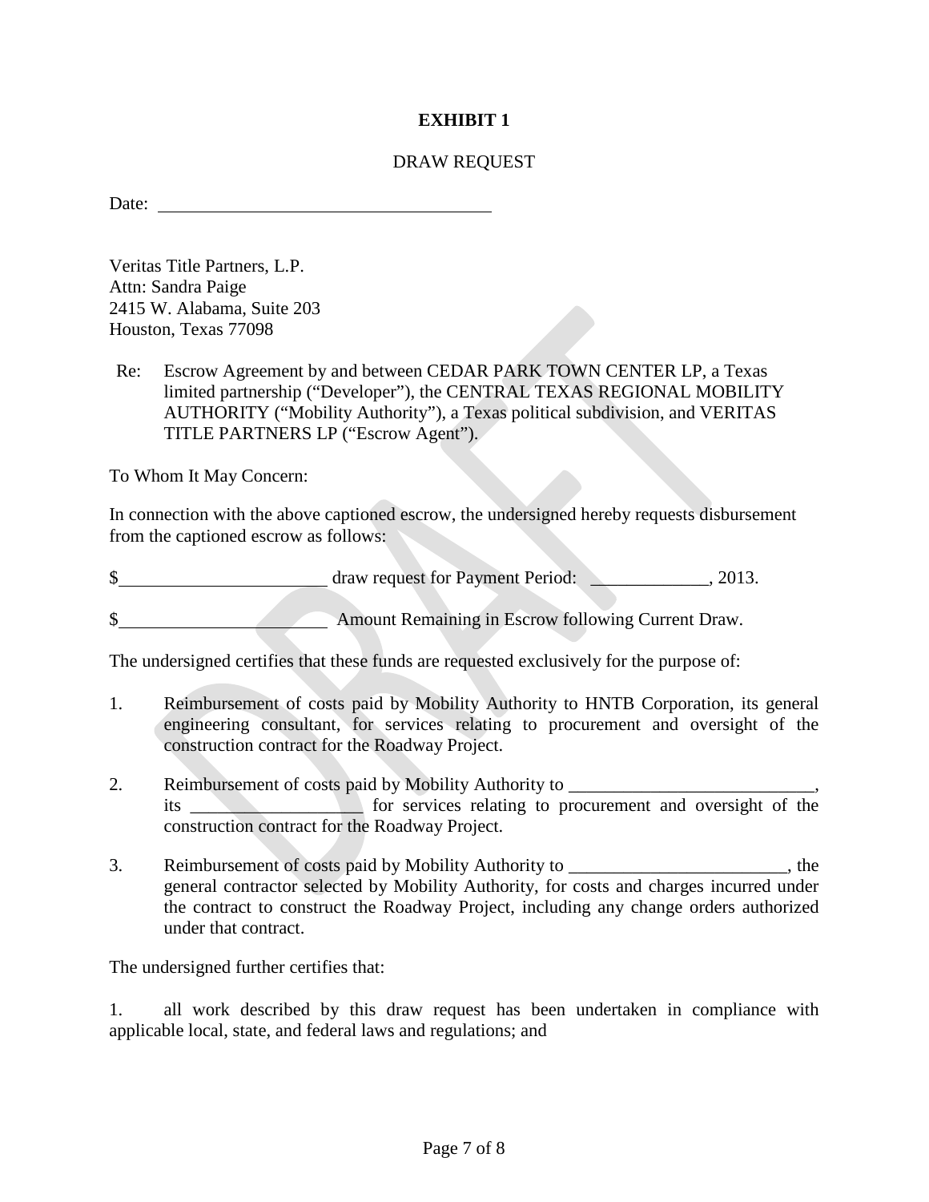**EXHIBIT 1**

DRAW REQUEST

Date: ____________________________________

Veritas Title Partners, L.P.
Attn: Sandra Paige
2415 W. Alabama, Suite 203
Houston, Texas 77098

Re: Escrow Agreement by and between CEDAR PARK TOWN CENTER LP, a Texas limited partnership ("Developer"), the CENTRAL TEXAS REGIONAL MOBILITY AUTHORITY ("Mobility Authority"), a Texas political subdivision, and VERITAS TITLE PARTNERS LP ("Escrow Agent").

To Whom It May Concern:

In connection with the above captioned escrow, the undersigned hereby requests disbursement from the captioned escrow as follows:

$______________________ draw request for Payment Period: _____________, 2013.

$______________________ Amount Remaining in Escrow following Current Draw.

The undersigned certifies that these funds are requested exclusively for the purpose of:

1. Reimbursement of costs paid by Mobility Authority to HNTB Corporation, its general engineering consultant, for services relating to procurement and oversight of the construction contract for the Roadway Project.

2. Reimbursement of costs paid by Mobility Authority to ___________________________, its ___________________ for services relating to procurement and oversight of the construction contract for the Roadway Project.

3. Reimbursement of costs paid by Mobility Authority to ________________________, the general contractor selected by Mobility Authority, for costs and charges incurred under the contract to construct the Roadway Project, including any change orders authorized under that contract.

The undersigned further certifies that:

1. all work described by this draw request has been undertaken in compliance with applicable local, state, and federal laws and regulations; and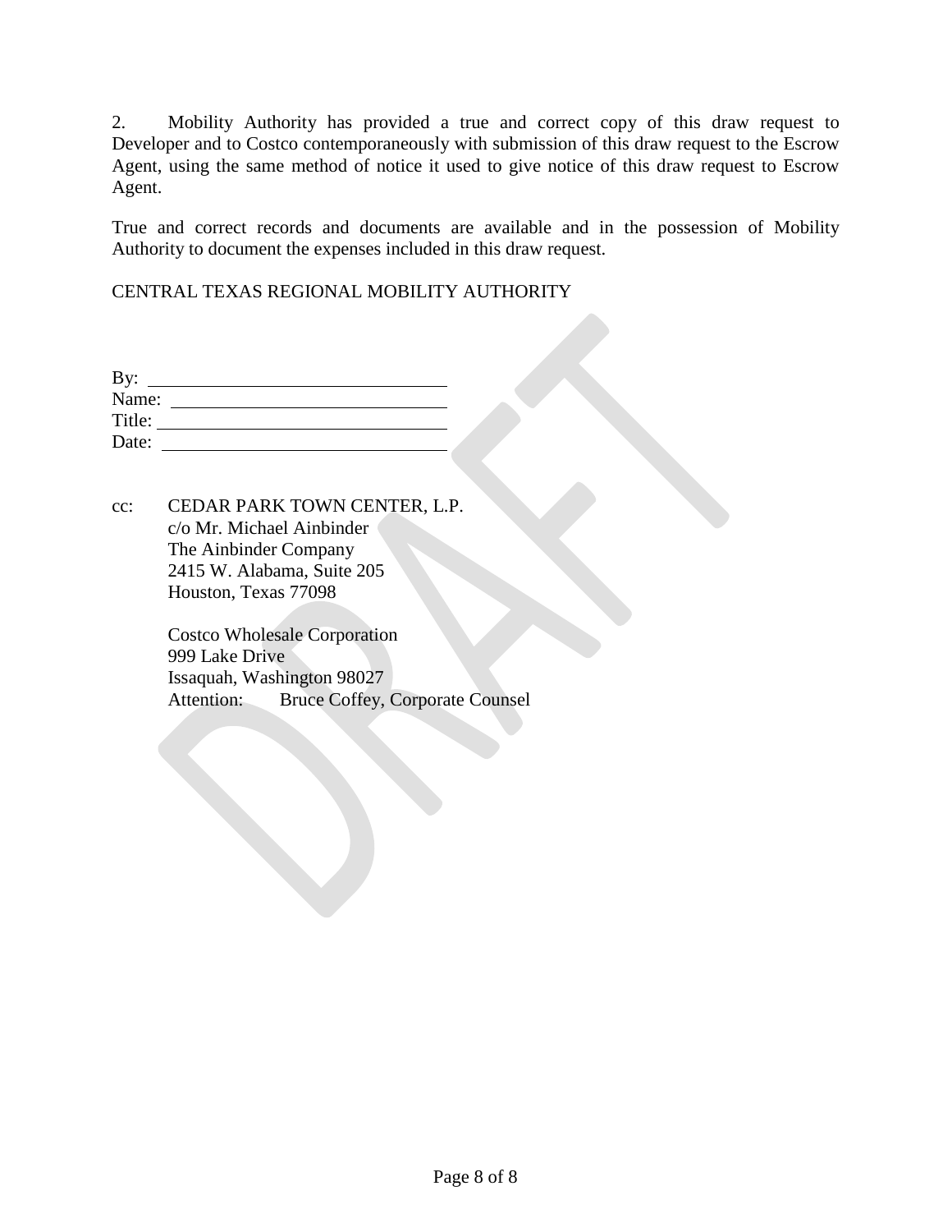2. Mobility Authority has provided a true and correct copy of this draw request to Developer and to Costco contemporaneously with submission of this draw request to the Escrow Agent, using the same method of notice it used to give notice of this draw request to Escrow Agent.

True and correct records and documents are available and in the possession of Mobility Authority to document the expenses included in this draw request.

CENTRAL TEXAS REGIONAL MOBILITY AUTHORITY

By: ______________________________
Name: ____________________________
Title: _____________________________
Date: _____________________________

cc: CEDAR PARK TOWN CENTER, L.P.
c/o Mr. Michael Ainbinder
The Ainbinder Company
2415 W. Alabama, Suite 205
Houston, Texas 77098

Costco Wholesale Corporation
999 Lake Drive
Issaquah, Washington 98027
Attention: Bruce Coffey, Corporate Counsel